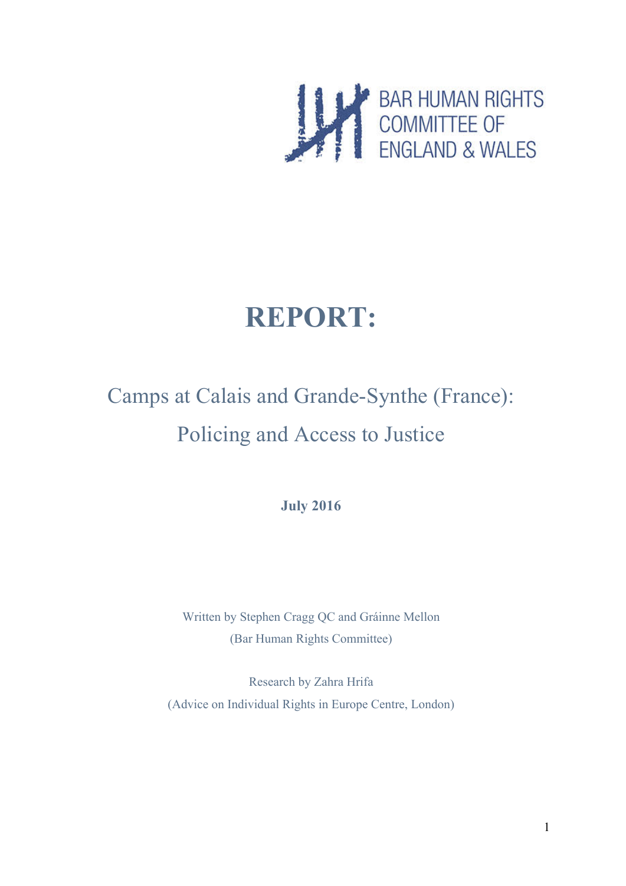BAR HUMAN RIGHTS COMMITTEE OF ENGLAND & WALES

# REPORT:

## Camps at Calais and Grande-Synthe (France): Policing and Access to Justice

**July 2016**

Written by Stephen Cragg QC and Gráinne Mellon
(Bar Human Rights Committee)

Research by Zahra Hrifa
(Advice on Individual Rights in Europe Centre, London)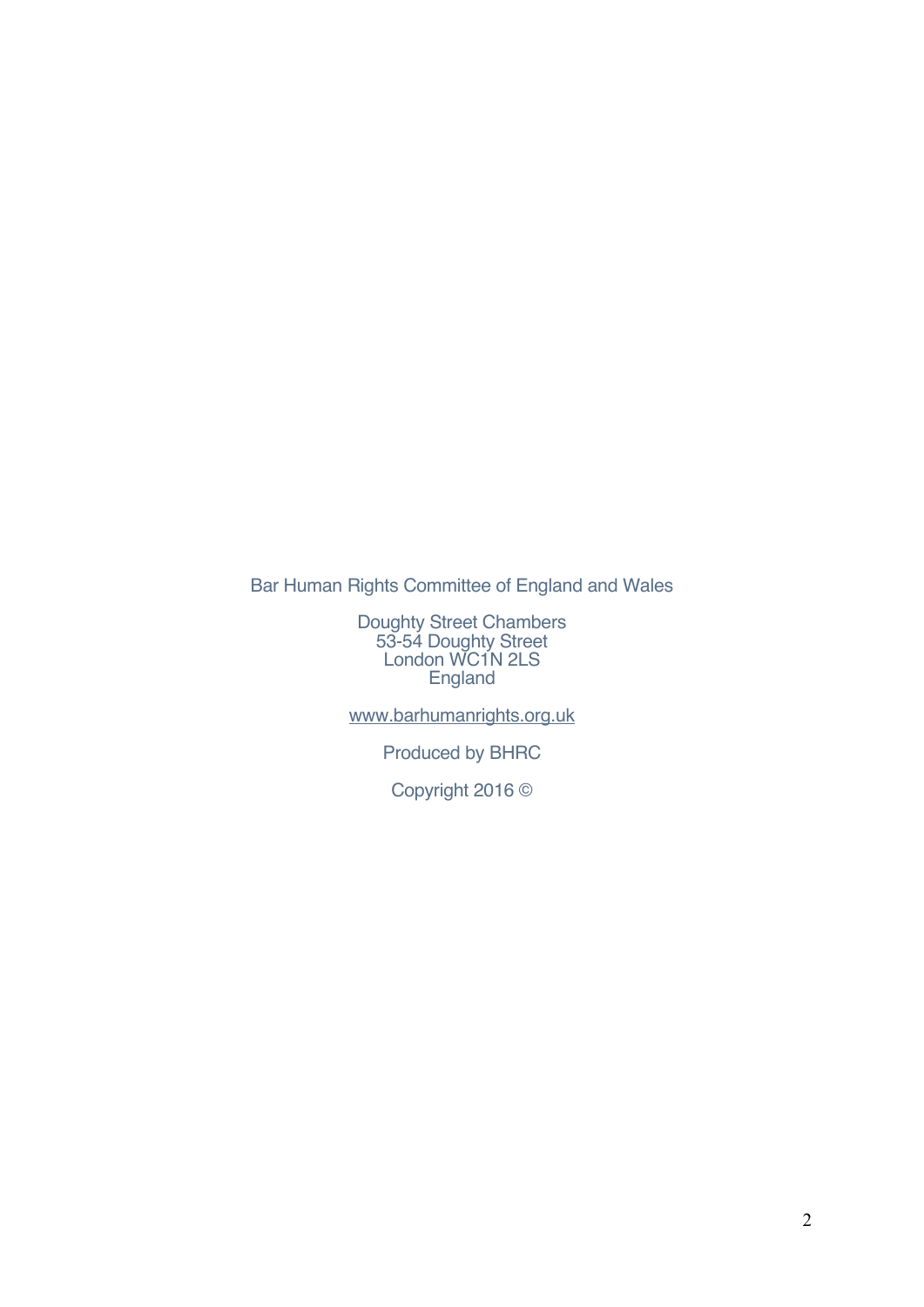Bar Human Rights Committee of England and Wales

Doughty Street Chambers
53-54 Doughty Street
London WC1N 2LS
England

www.barhumanrights.org.uk

Produced by BHRC

Copyright 2016 ©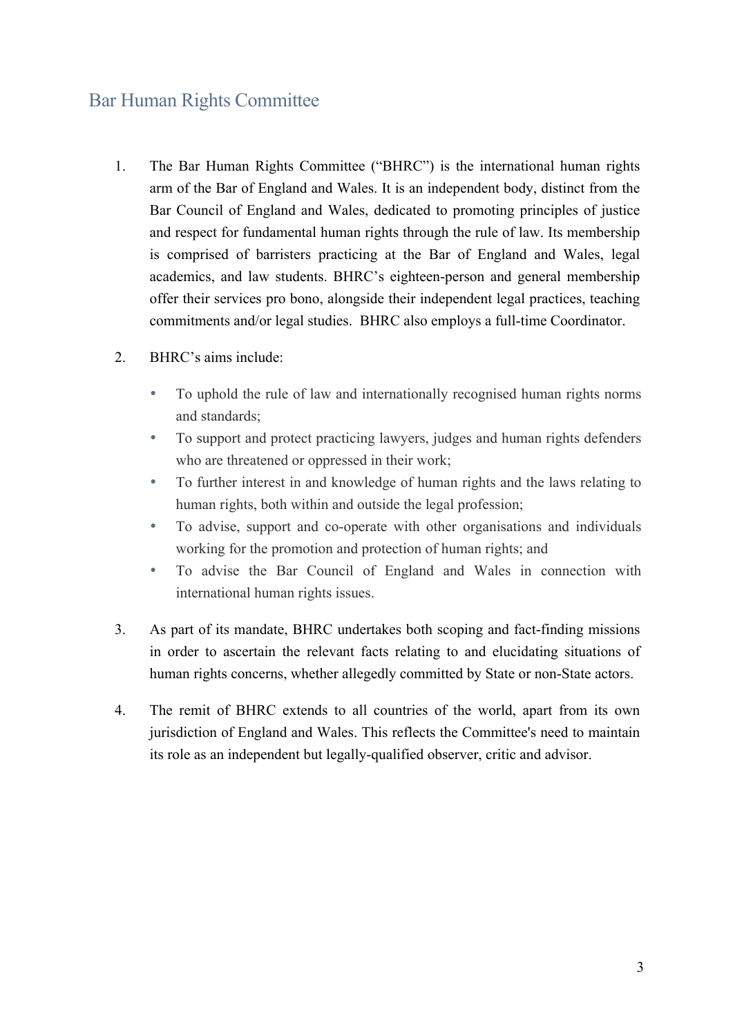## Bar Human Rights Committee

1. The Bar Human Rights Committee ("BHRC") is the international human rights arm of the Bar of England and Wales. It is an independent body, distinct from the Bar Council of England and Wales, dedicated to promoting principles of justice and respect for fundamental human rights through the rule of law. Its membership is comprised of barristers practicing at the Bar of England and Wales, legal academics, and law students. BHRC's eighteen-person and general membership offer their services pro bono, alongside their independent legal practices, teaching commitments and/or legal studies. BHRC also employs a full-time Coordinator.

2. BHRC's aims include:

   - To uphold the rule of law and internationally recognised human rights norms and standards;
   - To support and protect practicing lawyers, judges and human rights defenders who are threatened or oppressed in their work;
   - To further interest in and knowledge of human rights and the laws relating to human rights, both within and outside the legal profession;
   - To advise, support and co-operate with other organisations and individuals working for the promotion and protection of human rights; and
   - To advise the Bar Council of England and Wales in connection with international human rights issues.

3. As part of its mandate, BHRC undertakes both scoping and fact-finding missions in order to ascertain the relevant facts relating to and elucidating situations of human rights concerns, whether allegedly committed by State or non-State actors.

4. The remit of BHRC extends to all countries of the world, apart from its own jurisdiction of England and Wales. This reflects the Committee's need to maintain its role as an independent but legally-qualified observer, critic and advisor.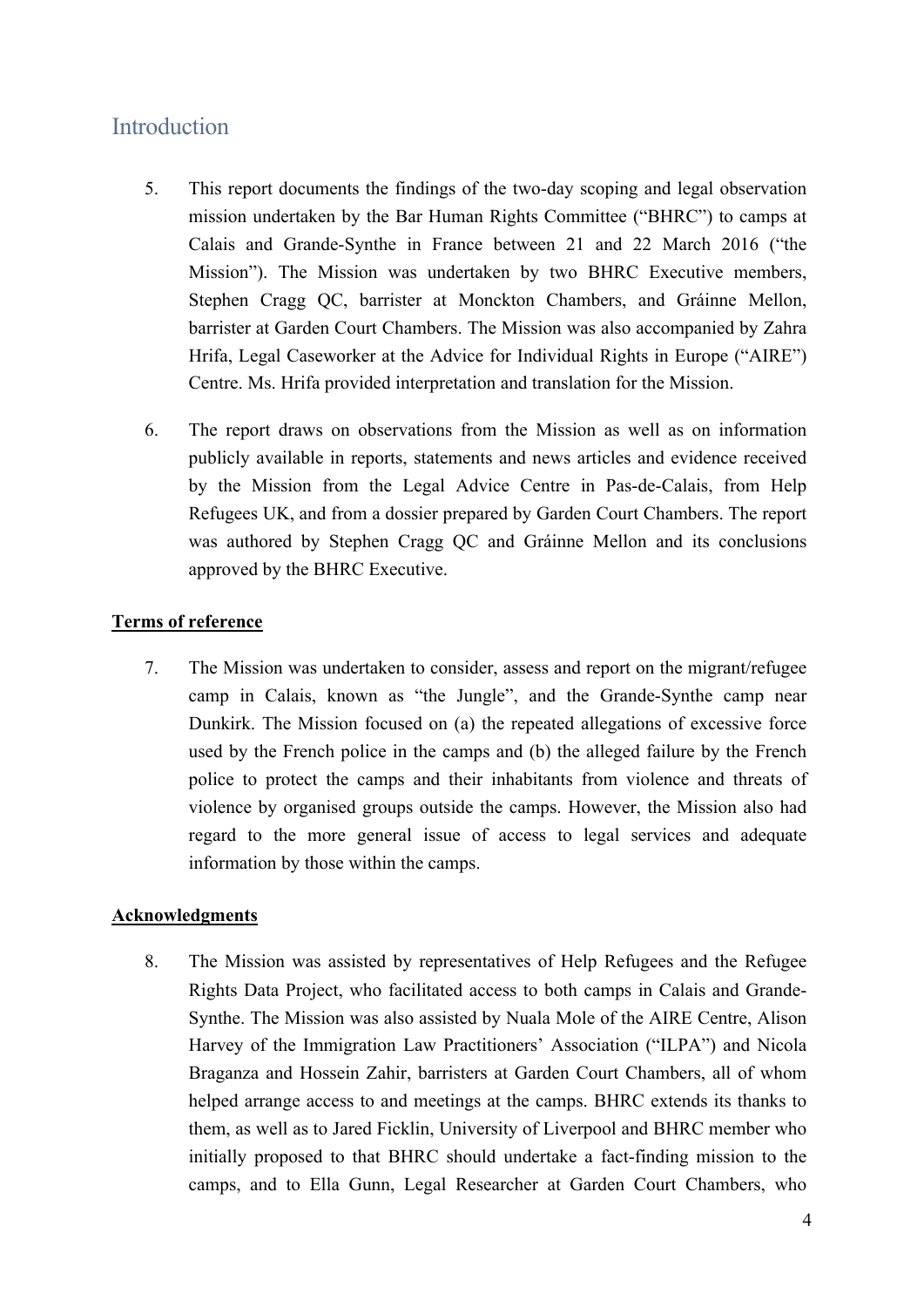# Introduction

5. This report documents the findings of the two-day scoping and legal observation mission undertaken by the Bar Human Rights Committee ("BHRC") to camps at Calais and Grande-Synthe in France between 21 and 22 March 2016 ("the Mission"). The Mission was undertaken by two BHRC Executive members, Stephen Cragg QC, barrister at Monckton Chambers, and Gráinne Mellon, barrister at Garden Court Chambers. The Mission was also accompanied by Zahra Hrifa, Legal Caseworker at the Advice for Individual Rights in Europe ("AIRE") Centre. Ms. Hrifa provided interpretation and translation for the Mission.

6. The report draws on observations from the Mission as well as on information publicly available in reports, statements and news articles and evidence received by the Mission from the Legal Advice Centre in Pas-de-Calais, from Help Refugees UK, and from a dossier prepared by Garden Court Chambers. The report was authored by Stephen Cragg QC and Gráinne Mellon and its conclusions approved by the BHRC Executive.

**Terms of reference**

7. The Mission was undertaken to consider, assess and report on the migrant/refugee camp in Calais, known as "the Jungle", and the Grande-Synthe camp near Dunkirk. The Mission focused on (a) the repeated allegations of excessive force used by the French police in the camps and (b) the alleged failure by the French police to protect the camps and their inhabitants from violence and threats of violence by organised groups outside the camps. However, the Mission also had regard to the more general issue of access to legal services and adequate information by those within the camps.

**Acknowledgments**

8. The Mission was assisted by representatives of Help Refugees and the Refugee Rights Data Project, who facilitated access to both camps in Calais and Grande-Synthe. The Mission was also assisted by Nuala Mole of the AIRE Centre, Alison Harvey of the Immigration Law Practitioners' Association ("ILPA") and Nicola Braganza and Hossein Zahir, barristers at Garden Court Chambers, all of whom helped arrange access to and meetings at the camps. BHRC extends its thanks to them, as well as to Jared Ficklin, University of Liverpool and BHRC member who initially proposed to that BHRC should undertake a fact-finding mission to the camps, and to Ella Gunn, Legal Researcher at Garden Court Chambers, who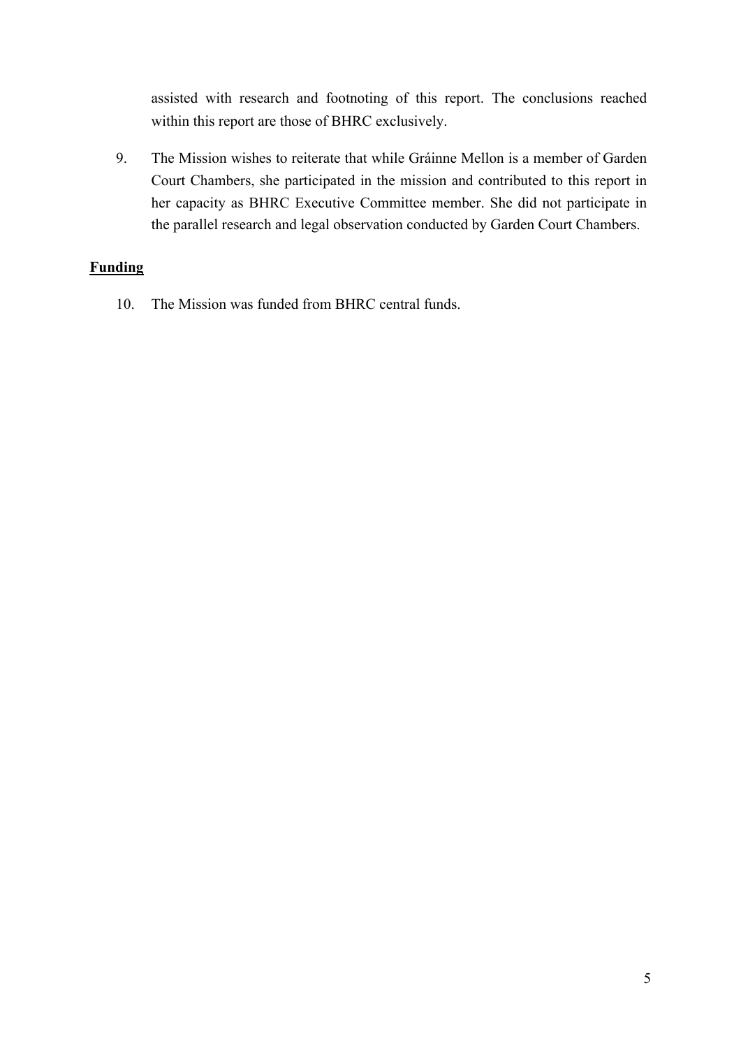assisted with research and footnoting of this report. The conclusions reached within this report are those of BHRC exclusively.

9. The Mission wishes to reiterate that while Gráinne Mellon is a member of Garden Court Chambers, she participated in the mission and contributed to this report in her capacity as BHRC Executive Committee member. She did not participate in the parallel research and legal observation conducted by Garden Court Chambers.

**Funding**

10. The Mission was funded from BHRC central funds.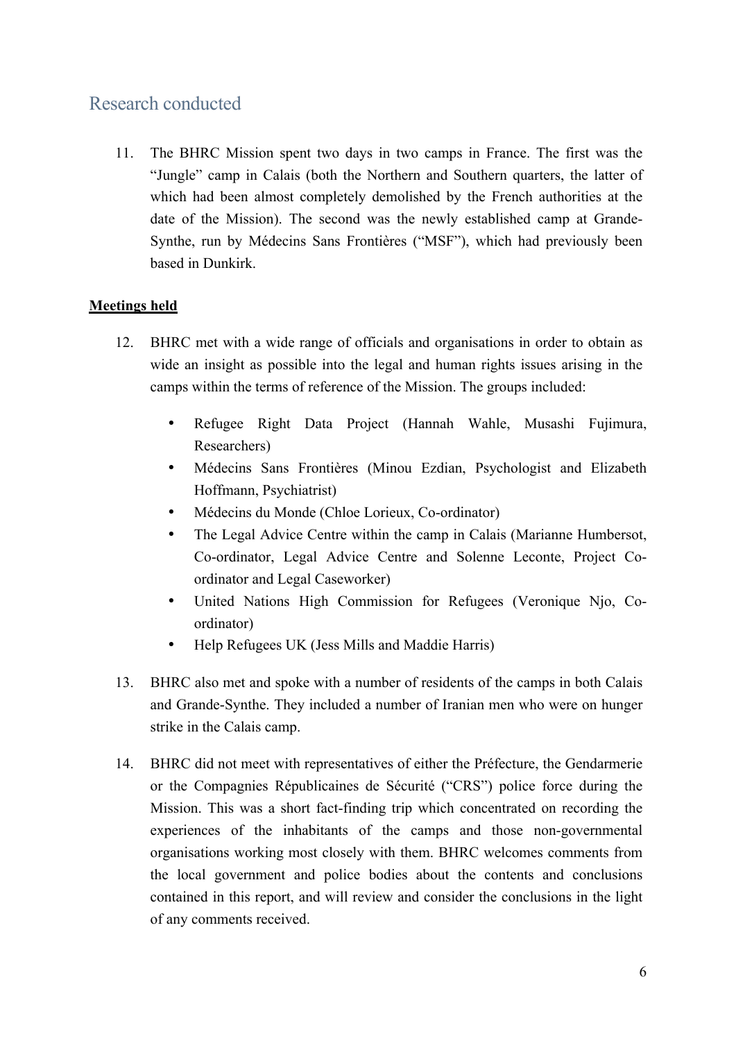## Research conducted

11. The BHRC Mission spent two days in two camps in France. The first was the "Jungle" camp in Calais (both the Northern and Southern quarters, the latter of which had been almost completely demolished by the French authorities at the date of the Mission). The second was the newly established camp at Grande-Synthe, run by Médecins Sans Frontières ("MSF"), which had previously been based in Dunkirk.

**Meetings held**

12. BHRC met with a wide range of officials and organisations in order to obtain as wide an insight as possible into the legal and human rights issues arising in the camps within the terms of reference of the Mission. The groups included:

    - Refugee Right Data Project (Hannah Wahle, Musashi Fujimura, Researchers)
    - Médecins Sans Frontières (Minou Ezdian, Psychologist and Elizabeth Hoffmann, Psychiatrist)
    - Médecins du Monde (Chloe Lorieux, Co-ordinator)
    - The Legal Advice Centre within the camp in Calais (Marianne Humbersot, Co-ordinator, Legal Advice Centre and Solenne Leconte, Project Co-ordinator and Legal Caseworker)
    - United Nations High Commission for Refugees (Veronique Njo, Co-ordinator)
    - Help Refugees UK (Jess Mills and Maddie Harris)

13. BHRC also met and spoke with a number of residents of the camps in both Calais and Grande-Synthe. They included a number of Iranian men who were on hunger strike in the Calais camp.

14. BHRC did not meet with representatives of either the Préfecture, the Gendarmerie or the Compagnies Républicaines de Sécurité ("CRS") police force during the Mission. This was a short fact-finding trip which concentrated on recording the experiences of the inhabitants of the camps and those non-governmental organisations working most closely with them. BHRC welcomes comments from the local government and police bodies about the contents and conclusions contained in this report, and will review and consider the conclusions in the light of any comments received.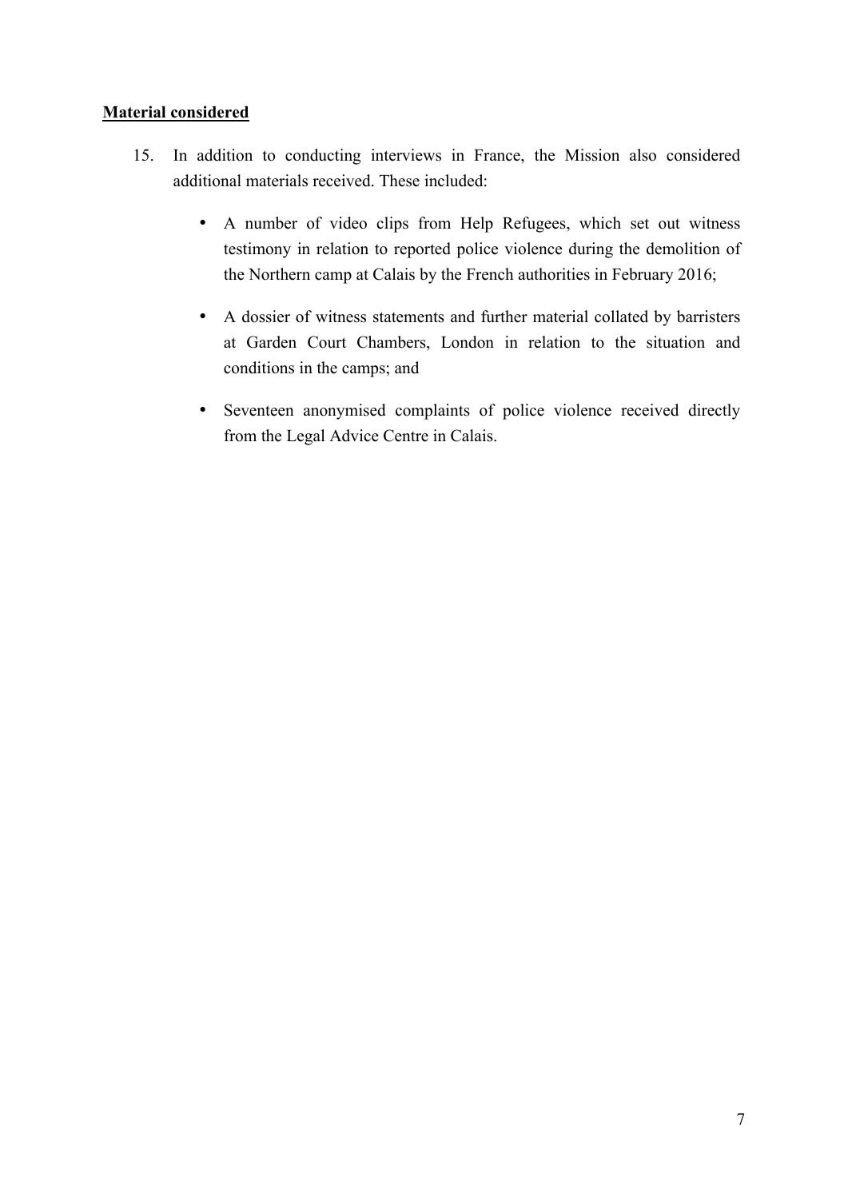**Material considered**

15. In addition to conducting interviews in France, the Mission also considered additional materials received. These included:

    - A number of video clips from Help Refugees, which set out witness testimony in relation to reported police violence during the demolition of the Northern camp at Calais by the French authorities in February 2016;
    - A dossier of witness statements and further material collated by barristers at Garden Court Chambers, London in relation to the situation and conditions in the camps; and
    - Seventeen anonymised complaints of police violence received directly from the Legal Advice Centre in Calais.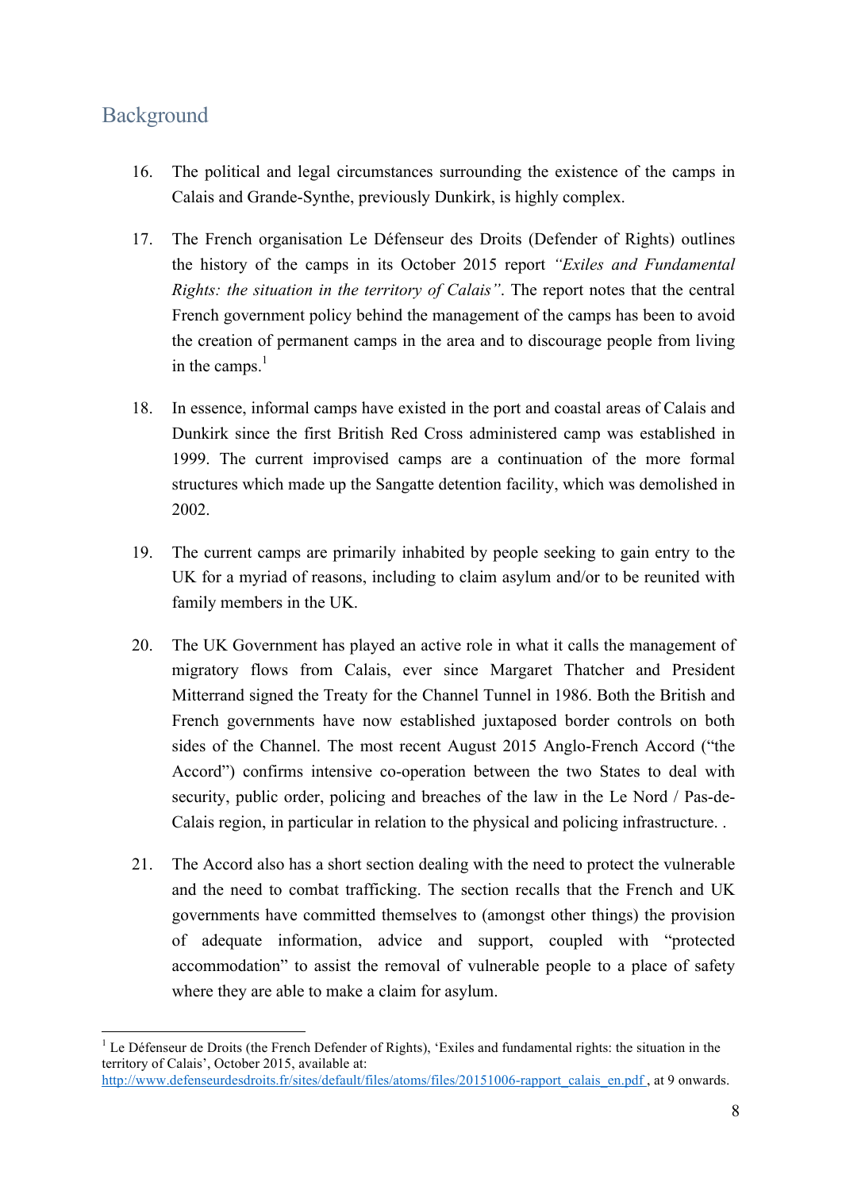## Background

16. The political and legal circumstances surrounding the existence of the camps in Calais and Grande-Synthe, previously Dunkirk, is highly complex.

17. The French organisation Le Défenseur des Droits (Defender of Rights) outlines the history of the camps in its October 2015 report *"Exiles and Fundamental Rights: the situation in the territory of Calais"*. The report notes that the central French government policy behind the management of the camps has been to avoid the creation of permanent camps in the area and to discourage people from living in the camps.[1]

18. In essence, informal camps have existed in the port and coastal areas of Calais and Dunkirk since the first British Red Cross administered camp was established in 1999. The current improvised camps are a continuation of the more formal structures which made up the Sangatte detention facility, which was demolished in 2002.

19. The current camps are primarily inhabited by people seeking to gain entry to the UK for a myriad of reasons, including to claim asylum and/or to be reunited with family members in the UK.

20. The UK Government has played an active role in what it calls the management of migratory flows from Calais, ever since Margaret Thatcher and President Mitterrand signed the Treaty for the Channel Tunnel in 1986. Both the British and French governments have now established juxtaposed border controls on both sides of the Channel. The most recent August 2015 Anglo-French Accord ("the Accord") confirms intensive co-operation between the two States to deal with security, public order, policing and breaches of the law in the Le Nord / Pas-de-Calais region, in particular in relation to the physical and policing infrastructure. .

21. The Accord also has a short section dealing with the need to protect the vulnerable and the need to combat trafficking. The section recalls that the French and UK governments have committed themselves to (amongst other things) the provision of adequate information, advice and support, coupled with "protected accommodation" to assist the removal of vulnerable people to a place of safety where they are able to make a claim for asylum.

---

[1] Le Défenseur de Droits (the French Defender of Rights), 'Exiles and fundamental rights: the situation in the territory of Calais', October 2015, available at: http://www.defenseurdesdroits.fr/sites/default/files/atoms/files/20151006-rapport_calais_en.pdf , at 9 onwards.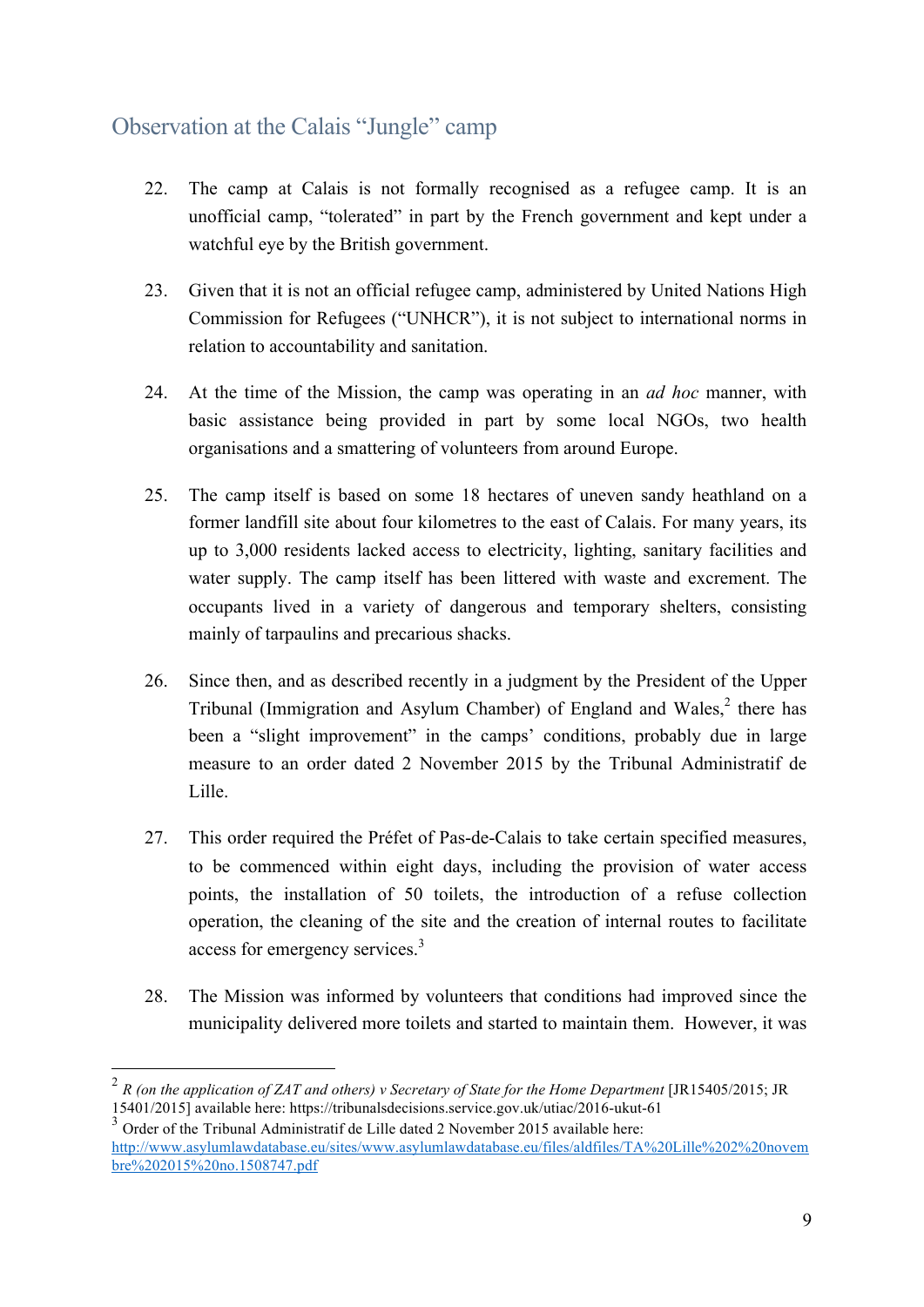## Observation at the Calais "Jungle" camp

22. The camp at Calais is not formally recognised as a refugee camp. It is an unofficial camp, "tolerated" in part by the French government and kept under a watchful eye by the British government.

23. Given that it is not an official refugee camp, administered by United Nations High Commission for Refugees ("UNHCR"), it is not subject to international norms in relation to accountability and sanitation.

24. At the time of the Mission, the camp was operating in an *ad hoc* manner, with basic assistance being provided in part by some local NGOs, two health organisations and a smattering of volunteers from around Europe.

25. The camp itself is based on some 18 hectares of uneven sandy heathland on a former landfill site about four kilometres to the east of Calais. For many years, its up to 3,000 residents lacked access to electricity, lighting, sanitary facilities and water supply. The camp itself has been littered with waste and excrement. The occupants lived in a variety of dangerous and temporary shelters, consisting mainly of tarpaulins and precarious shacks.

26. Since then, and as described recently in a judgment by the President of the Upper Tribunal (Immigration and Asylum Chamber) of England and Wales,[2] there has been a "slight improvement" in the camps' conditions, probably due in large measure to an order dated 2 November 2015 by the Tribunal Administratif de Lille.

27. This order required the Préfet of Pas-de-Calais to take certain specified measures, to be commenced within eight days, including the provision of water access points, the installation of 50 toilets, the introduction of a refuse collection operation, the cleaning of the site and the creation of internal routes to facilitate access for emergency services.[3]

28. The Mission was informed by volunteers that conditions had improved since the municipality delivered more toilets and started to maintain them. However, it was

---

[2] *R (on the application of ZAT and others) v Secretary of State for the Home Department* [JR15405/2015; JR 15401/2015] available here: https://tribunalsdecisions.service.gov.uk/utiac/2016-ukut-61

[3] Order of the Tribunal Administratif de Lille dated 2 November 2015 available here: http://www.asylumlawdatabase.eu/sites/www.asylumlawdatabase.eu/files/aldfiles/TA%20Lille%202%20novembre%202015%20no.1508747.pdf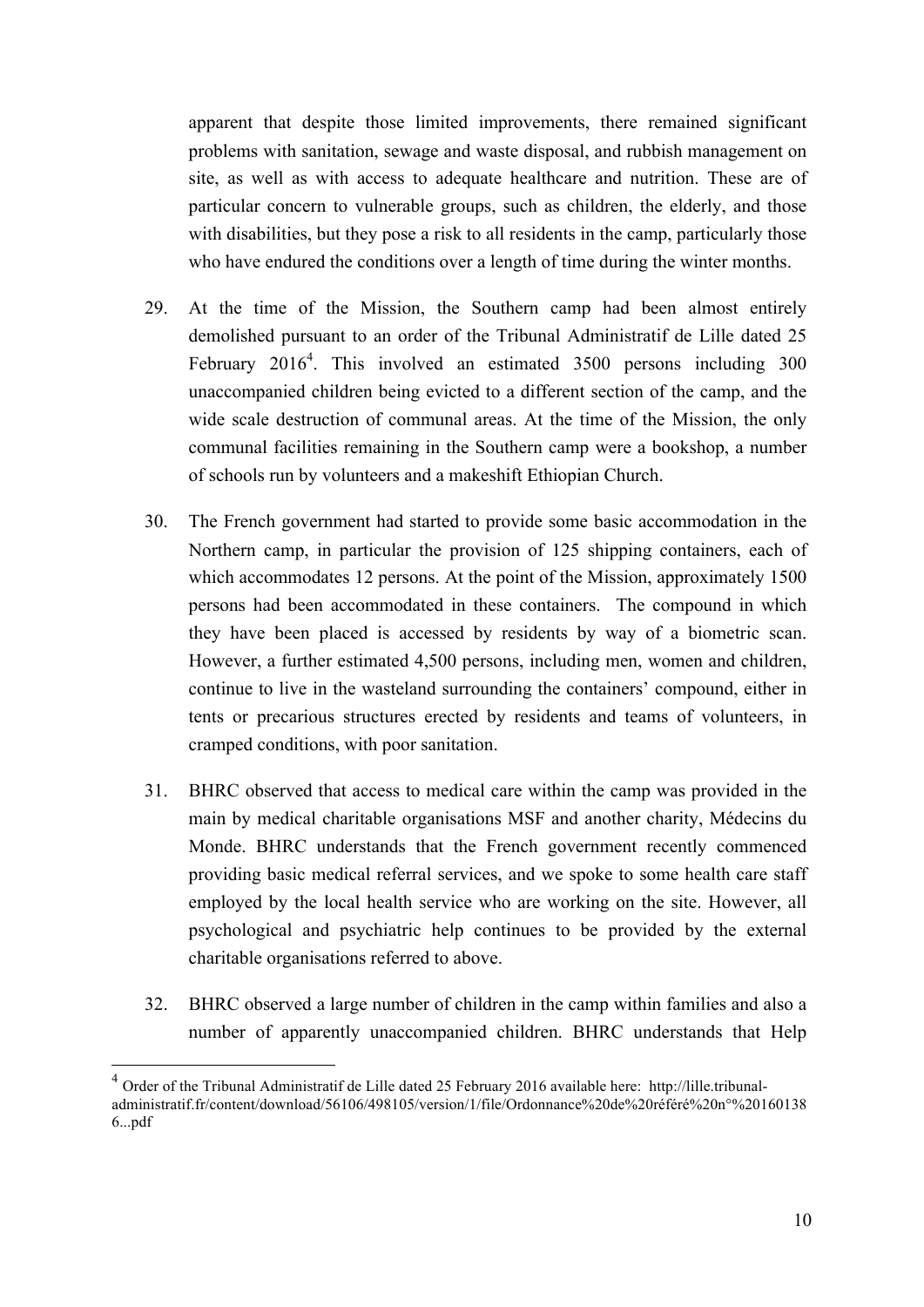apparent that despite those limited improvements, there remained significant problems with sanitation, sewage and waste disposal, and rubbish management on site, as well as with access to adequate healthcare and nutrition. These are of particular concern to vulnerable groups, such as children, the elderly, and those with disabilities, but they pose a risk to all residents in the camp, particularly those who have endured the conditions over a length of time during the winter months.

29. At the time of the Mission, the Southern camp had been almost entirely demolished pursuant to an order of the Tribunal Administratif de Lille dated 25 February 2016[4]. This involved an estimated 3500 persons including 300 unaccompanied children being evicted to a different section of the camp, and the wide scale destruction of communal areas. At the time of the Mission, the only communal facilities remaining in the Southern camp were a bookshop, a number of schools run by volunteers and a makeshift Ethiopian Church.

30. The French government had started to provide some basic accommodation in the Northern camp, in particular the provision of 125 shipping containers, each of which accommodates 12 persons. At the point of the Mission, approximately 1500 persons had been accommodated in these containers. The compound in which they have been placed is accessed by residents by way of a biometric scan. However, a further estimated 4,500 persons, including men, women and children, continue to live in the wasteland surrounding the containers' compound, either in tents or precarious structures erected by residents and teams of volunteers, in cramped conditions, with poor sanitation.

31. BHRC observed that access to medical care within the camp was provided in the main by medical charitable organisations MSF and another charity, Médecins du Monde. BHRC understands that the French government recently commenced providing basic medical referral services, and we spoke to some health care staff employed by the local health service who are working on the site. However, all psychological and psychiatric help continues to be provided by the external charitable organisations referred to above.

32. BHRC observed a large number of children in the camp within families and also a number of apparently unaccompanied children. BHRC understands that Help

[4] Order of the Tribunal Administratif de Lille dated 25 February 2016 available here: http://lille.tribunal-administratif.fr/content/download/56106/498105/version/1/file/Ordonnance%20de%20référé%20n°%201601386...pdf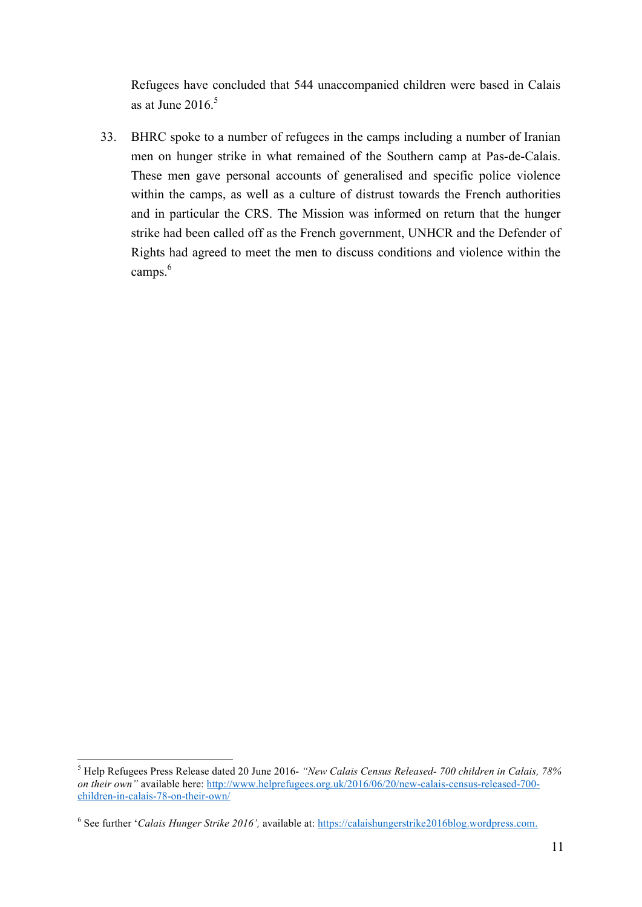Refugees have concluded that 544 unaccompanied children were based in Calais as at June 2016.[5]

33. BHRC spoke to a number of refugees in the camps including a number of Iranian men on hunger strike in what remained of the Southern camp at Pas-de-Calais. These men gave personal accounts of generalised and specific police violence within the camps, as well as a culture of distrust towards the French authorities and in particular the CRS. The Mission was informed on return that the hunger strike had been called off as the French government, UNHCR and the Defender of Rights had agreed to meet the men to discuss conditions and violence within the camps.[6]

---

[5] Help Refugees Press Release dated 20 June 2016- *"New Calais Census Released- 700 children in Calais, 78% on their own"* available here: http://www.helprefugees.org.uk/2016/06/20/new-calais-census-released-700-children-in-calais-78-on-their-own/

[6] See further '*Calais Hunger Strike 2016',* available at: https://calaishungerstrike2016blog.wordpress.com.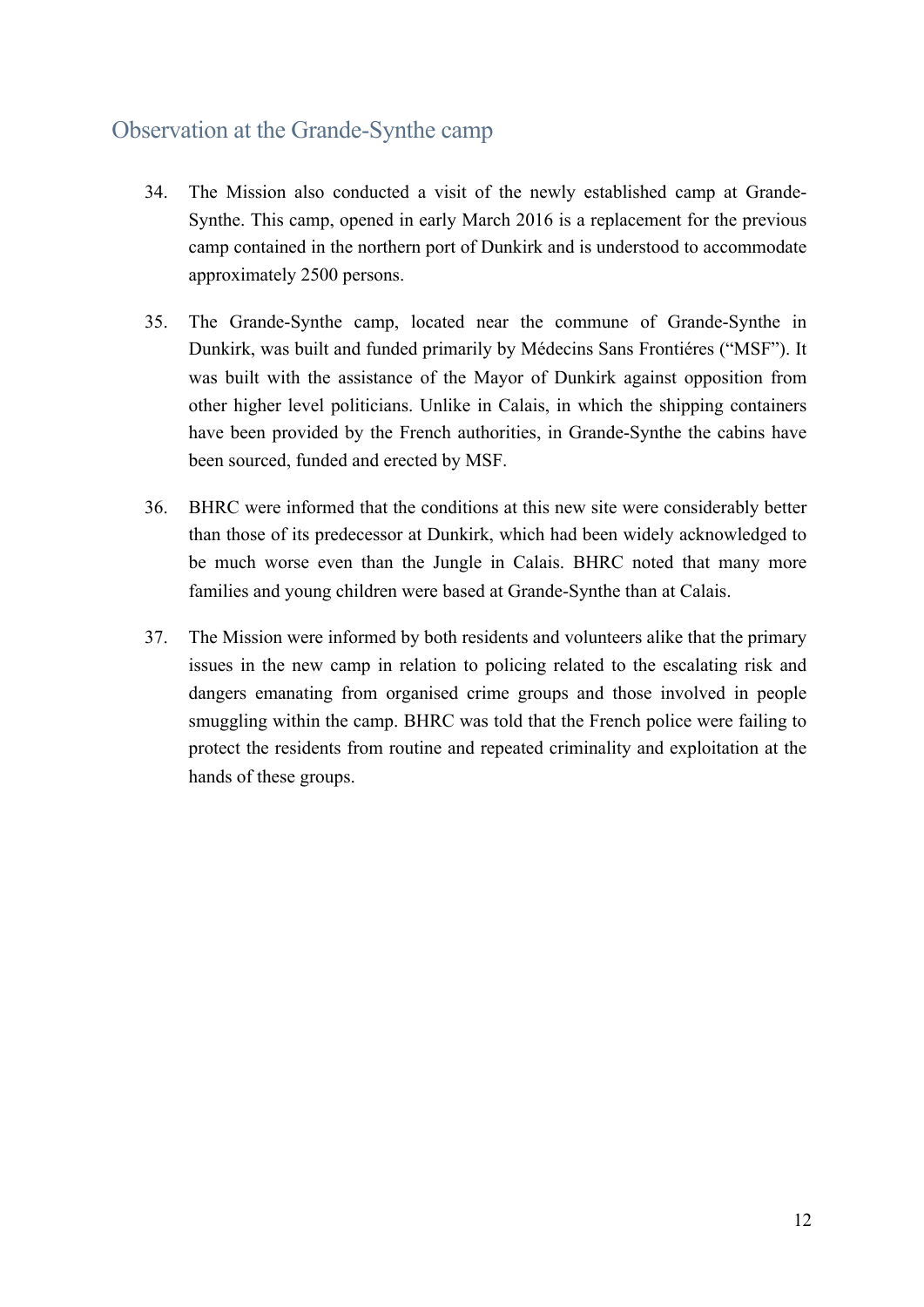## Observation at the Grande-Synthe camp

34. The Mission also conducted a visit of the newly established camp at Grande-Synthe. This camp, opened in early March 2016 is a replacement for the previous camp contained in the northern port of Dunkirk and is understood to accommodate approximately 2500 persons.

35. The Grande-Synthe camp, located near the commune of Grande-Synthe in Dunkirk, was built and funded primarily by Médecins Sans Frontiéres ("MSF"). It was built with the assistance of the Mayor of Dunkirk against opposition from other higher level politicians. Unlike in Calais, in which the shipping containers have been provided by the French authorities, in Grande-Synthe the cabins have been sourced, funded and erected by MSF.

36. BHRC were informed that the conditions at this new site were considerably better than those of its predecessor at Dunkirk, which had been widely acknowledged to be much worse even than the Jungle in Calais. BHRC noted that many more families and young children were based at Grande-Synthe than at Calais.

37. The Mission were informed by both residents and volunteers alike that the primary issues in the new camp in relation to policing related to the escalating risk and dangers emanating from organised crime groups and those involved in people smuggling within the camp. BHRC was told that the French police were failing to protect the residents from routine and repeated criminality and exploitation at the hands of these groups.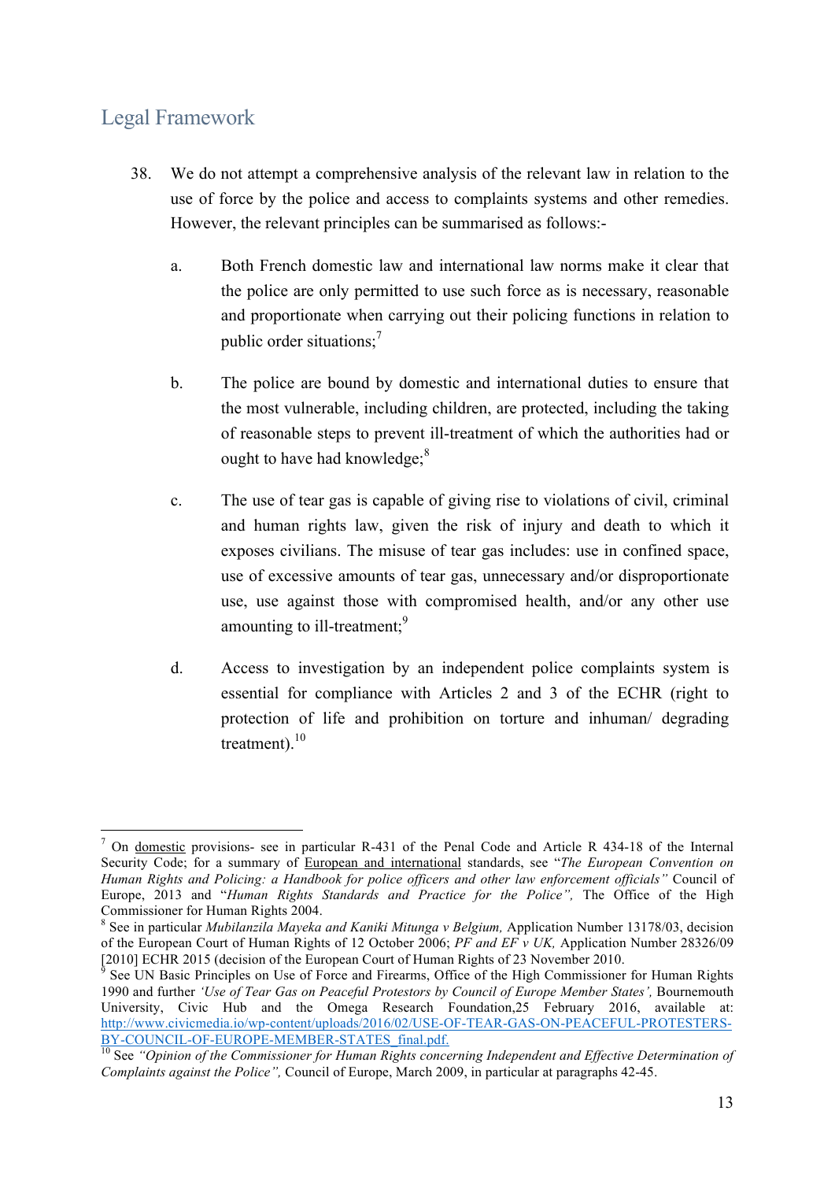## Legal Framework

38. We do not attempt a comprehensive analysis of the relevant law in relation to the use of force by the police and access to complaints systems and other remedies. However, the relevant principles can be summarised as follows:-

    a. Both French domestic law and international law norms make it clear that the police are only permitted to use such force as is necessary, reasonable and proportionate when carrying out their policing functions in relation to public order situations;[7]

    b. The police are bound by domestic and international duties to ensure that the most vulnerable, including children, are protected, including the taking of reasonable steps to prevent ill-treatment of which the authorities had or ought to have had knowledge;[8]

    c. The use of tear gas is capable of giving rise to violations of civil, criminal and human rights law, given the risk of injury and death to which it exposes civilians. The misuse of tear gas includes: use in confined space, use of excessive amounts of tear gas, unnecessary and/or disproportionate use, use against those with compromised health, and/or any other use amounting to ill-treatment;[9]

    d. Access to investigation by an independent police complaints system is essential for compliance with Articles 2 and 3 of the ECHR (right to protection of life and prohibition on torture and inhuman/ degrading treatment).[10]

---

[7] On domestic provisions- see in particular R-431 of the Penal Code and Article R 434-18 of the Internal Security Code; for a summary of European and international standards, see "*The European Convention on Human Rights and Policing: a Handbook for police officers and other law enforcement officials*" Council of Europe, 2013 and "*Human Rights Standards and Practice for the Police",* The Office of the High Commissioner for Human Rights 2004.

[8] See in particular *Mubilanzila Mayeka and Kaniki Mitunga v Belgium,* Application Number 13178/03, decision of the European Court of Human Rights of 12 October 2006; *PF and EF v UK,* Application Number 28326/09 [2010] ECHR 2015 (decision of the European Court of Human Rights of 23 November 2010.

[9] See UN Basic Principles on Use of Force and Firearms, Office of the High Commissioner for Human Rights 1990 and further *'Use of Tear Gas on Peaceful Protestors by Council of Europe Member States',* Bournemouth University, Civic Hub and the Omega Research Foundation,25 February 2016, available at: http://www.civicmedia.io/wp-content/uploads/2016/02/USE-OF-TEAR-GAS-ON-PEACEFUL-PROTESTERS-BY-COUNCIL-OF-EUROPE-MEMBER-STATES_final.pdf.

[10] See *"Opinion of the Commissioner for Human Rights concerning Independent and Effective Determination of Complaints against the Police",* Council of Europe, March 2009, in particular at paragraphs 42-45.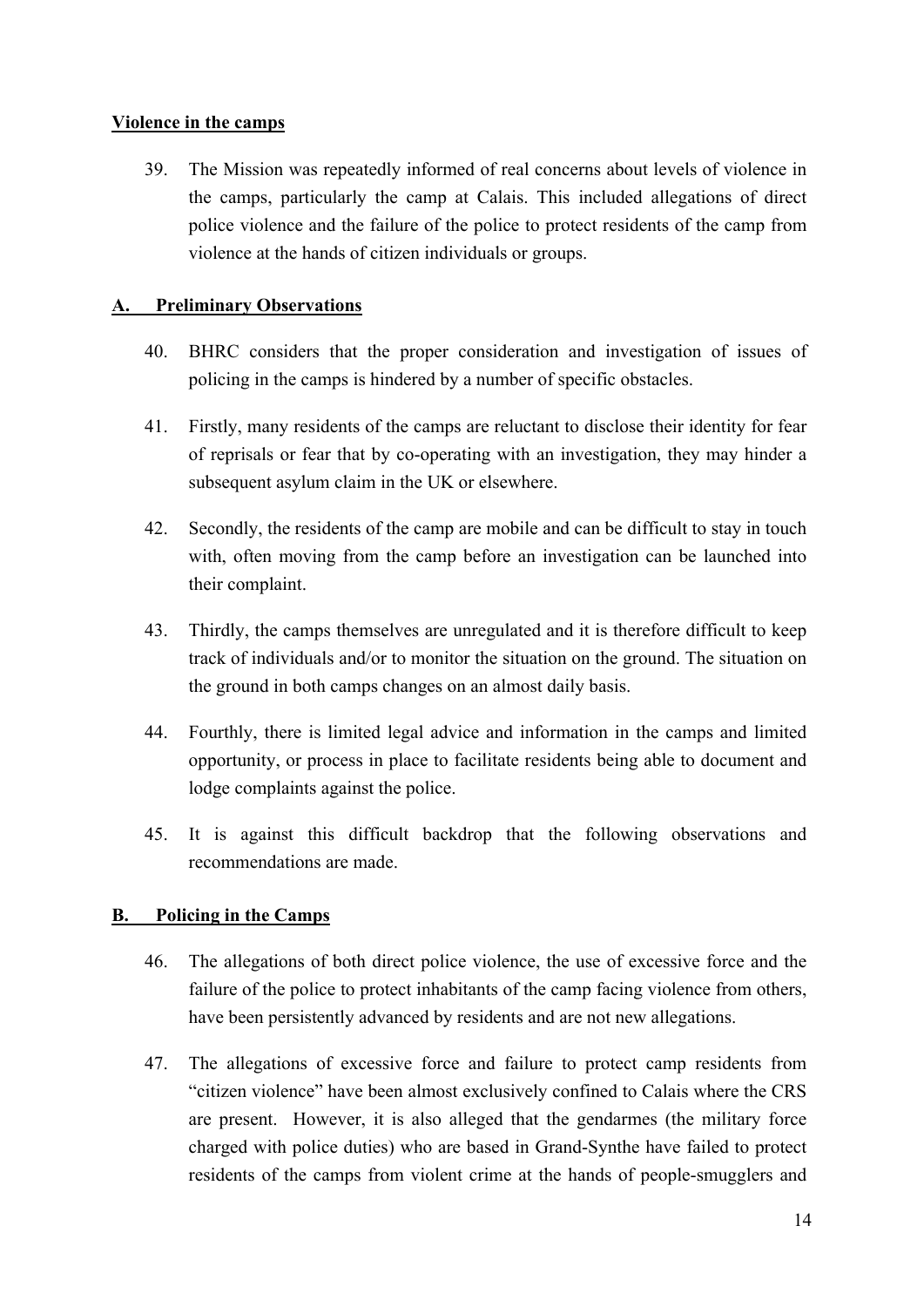## Violence in the camps

39. The Mission was repeatedly informed of real concerns about levels of violence in the camps, particularly the camp at Calais. This included allegations of direct police violence and the failure of the police to protect residents of the camp from violence at the hands of citizen individuals or groups.

### A. Preliminary Observations

40. BHRC considers that the proper consideration and investigation of issues of policing in the camps is hindered by a number of specific obstacles.

41. Firstly, many residents of the camps are reluctant to disclose their identity for fear of reprisals or fear that by co-operating with an investigation, they may hinder a subsequent asylum claim in the UK or elsewhere.

42. Secondly, the residents of the camp are mobile and can be difficult to stay in touch with, often moving from the camp before an investigation can be launched into their complaint.

43. Thirdly, the camps themselves are unregulated and it is therefore difficult to keep track of individuals and/or to monitor the situation on the ground. The situation on the ground in both camps changes on an almost daily basis.

44. Fourthly, there is limited legal advice and information in the camps and limited opportunity, or process in place to facilitate residents being able to document and lodge complaints against the police.

45. It is against this difficult backdrop that the following observations and recommendations are made.

### B. Policing in the Camps

46. The allegations of both direct police violence, the use of excessive force and the failure of the police to protect inhabitants of the camp facing violence from others, have been persistently advanced by residents and are not new allegations.

47. The allegations of excessive force and failure to protect camp residents from "citizen violence" have been almost exclusively confined to Calais where the CRS are present. However, it is also alleged that the gendarmes (the military force charged with police duties) who are based in Grand-Synthe have failed to protect residents of the camps from violent crime at the hands of people-smugglers and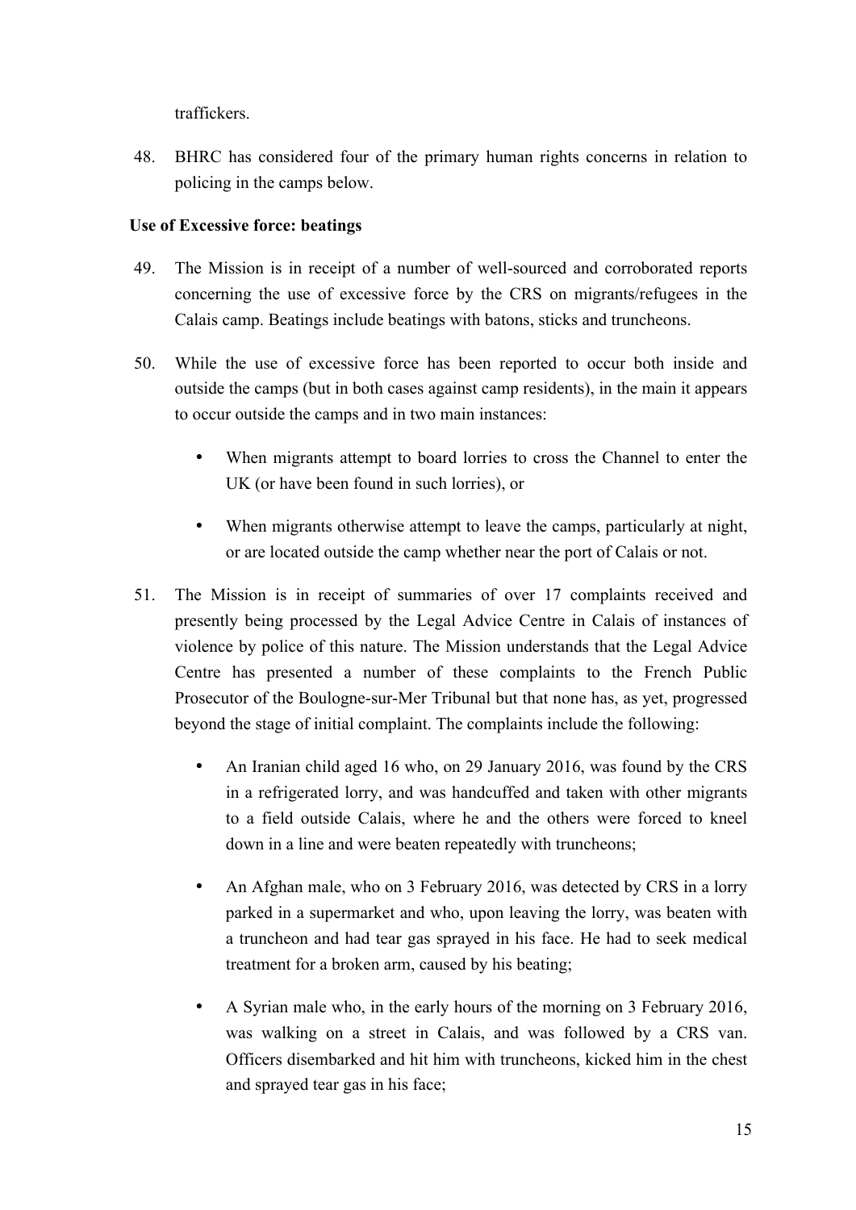traffickers.

48. BHRC has considered four of the primary human rights concerns in relation to policing in the camps below.

**Use of Excessive force: beatings**

49. The Mission is in receipt of a number of well-sourced and corroborated reports concerning the use of excessive force by the CRS on migrants/refugees in the Calais camp. Beatings include beatings with batons, sticks and truncheons.

50. While the use of excessive force has been reported to occur both inside and outside the camps (but in both cases against camp residents), in the main it appears to occur outside the camps and in two main instances:

    - When migrants attempt to board lorries to cross the Channel to enter the UK (or have been found in such lorries), or

    - When migrants otherwise attempt to leave the camps, particularly at night, or are located outside the camp whether near the port of Calais or not.

51. The Mission is in receipt of summaries of over 17 complaints received and presently being processed by the Legal Advice Centre in Calais of instances of violence by police of this nature. The Mission understands that the Legal Advice Centre has presented a number of these complaints to the French Public Prosecutor of the Boulogne-sur-Mer Tribunal but that none has, as yet, progressed beyond the stage of initial complaint. The complaints include the following:

    - An Iranian child aged 16 who, on 29 January 2016, was found by the CRS in a refrigerated lorry, and was handcuffed and taken with other migrants to a field outside Calais, where he and the others were forced to kneel down in a line and were beaten repeatedly with truncheons;

    - An Afghan male, who on 3 February 2016, was detected by CRS in a lorry parked in a supermarket and who, upon leaving the lorry, was beaten with a truncheon and had tear gas sprayed in his face. He had to seek medical treatment for a broken arm, caused by his beating;

    - A Syrian male who, in the early hours of the morning on 3 February 2016, was walking on a street in Calais, and was followed by a CRS van. Officers disembarked and hit him with truncheons, kicked him in the chest and sprayed tear gas in his face;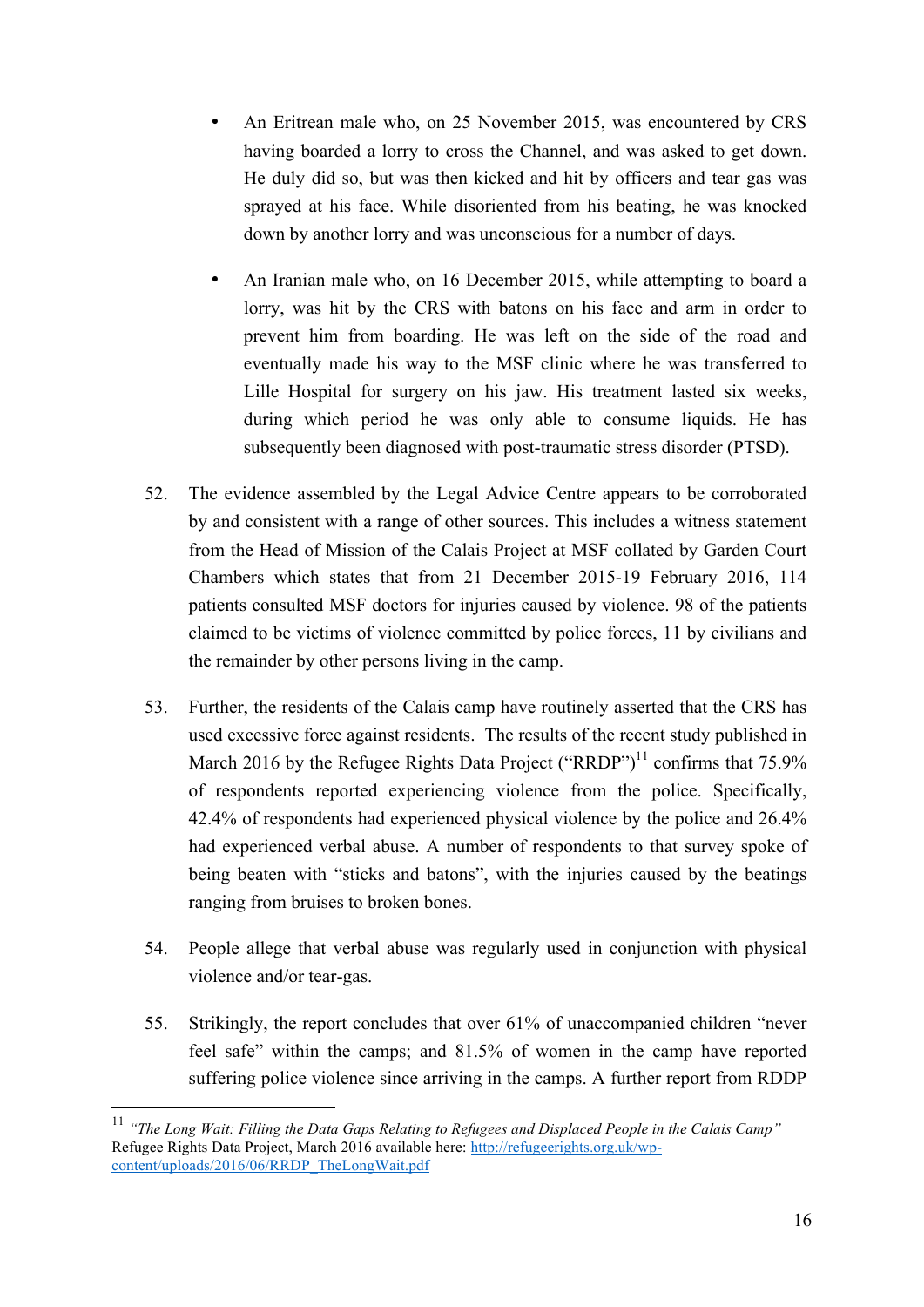- An Eritrean male who, on 25 November 2015, was encountered by CRS having boarded a lorry to cross the Channel, and was asked to get down. He duly did so, but was then kicked and hit by officers and tear gas was sprayed at his face. While disoriented from his beating, he was knocked down by another lorry and was unconscious for a number of days.

- An Iranian male who, on 16 December 2015, while attempting to board a lorry, was hit by the CRS with batons on his face and arm in order to prevent him from boarding. He was left on the side of the road and eventually made his way to the MSF clinic where he was transferred to Lille Hospital for surgery on his jaw. His treatment lasted six weeks, during which period he was only able to consume liquids. He has subsequently been diagnosed with post-traumatic stress disorder (PTSD).

52. The evidence assembled by the Legal Advice Centre appears to be corroborated by and consistent with a range of other sources. This includes a witness statement from the Head of Mission of the Calais Project at MSF collated by Garden Court Chambers which states that from 21 December 2015-19 February 2016, 114 patients consulted MSF doctors for injuries caused by violence. 98 of the patients claimed to be victims of violence committed by police forces, 11 by civilians and the remainder by other persons living in the camp.

53. Further, the residents of the Calais camp have routinely asserted that the CRS has used excessive force against residents. The results of the recent study published in March 2016 by the Refugee Rights Data Project ("RRDP")[11] confirms that 75.9% of respondents reported experiencing violence from the police. Specifically, 42.4% of respondents had experienced physical violence by the police and 26.4% had experienced verbal abuse. A number of respondents to that survey spoke of being beaten with "sticks and batons", with the injuries caused by the beatings ranging from bruises to broken bones.

54. People allege that verbal abuse was regularly used in conjunction with physical violence and/or tear-gas.

55. Strikingly, the report concludes that over 61% of unaccompanied children "never feel safe" within the camps; and 81.5% of women in the camp have reported suffering police violence since arriving in the camps. A further report from RDDP

---

[11] *"The Long Wait: Filling the Data Gaps Relating to Refugees and Displaced People in the Calais Camp"* Refugee Rights Data Project, March 2016 available here: http://refugeerights.org.uk/wp-content/uploads/2016/06/RRDP_TheLongWait.pdf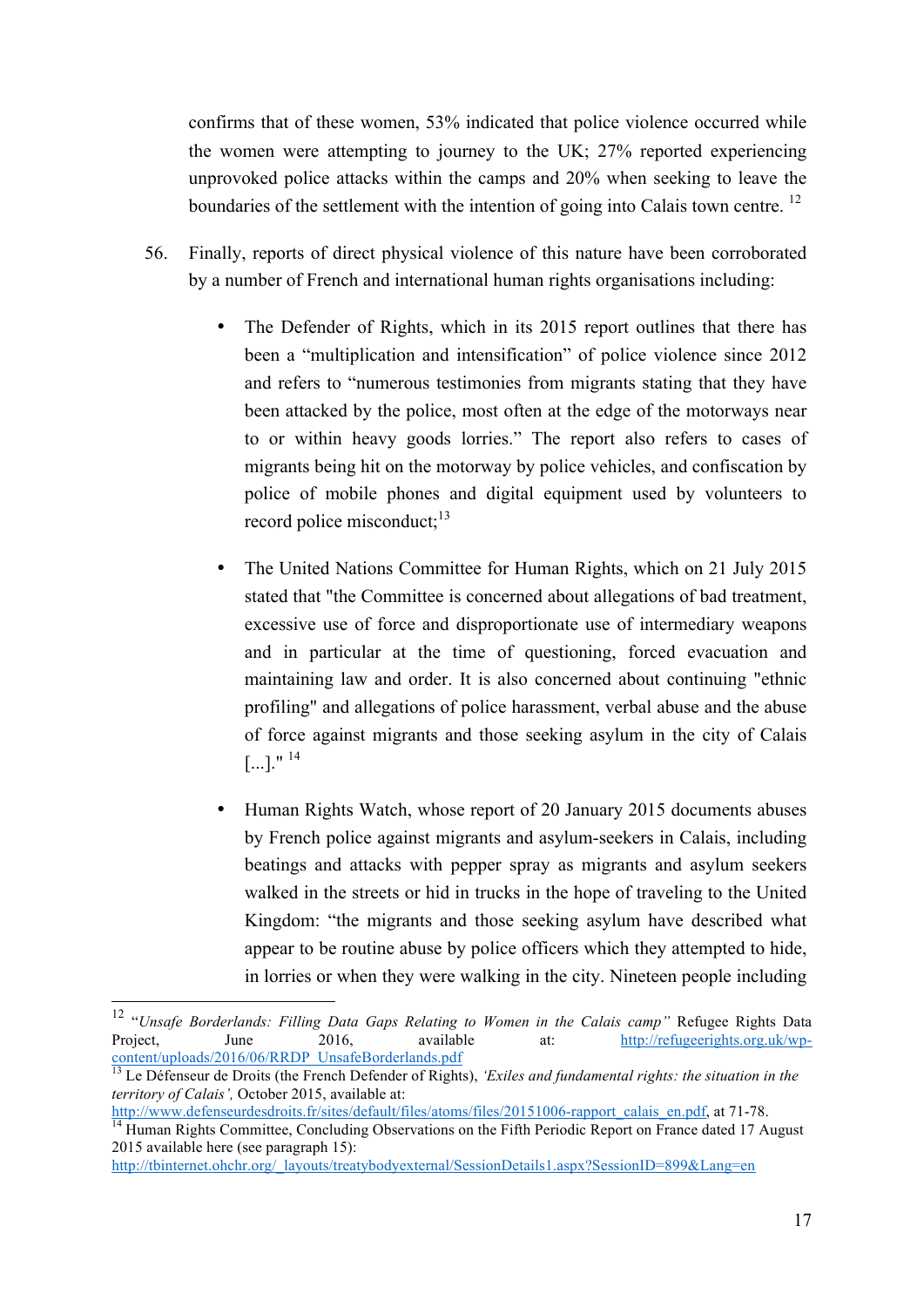confirms that of these women, 53% indicated that police violence occurred while the women were attempting to journey to the UK; 27% reported experiencing unprovoked police attacks within the camps and 20% when seeking to leave the boundaries of the settlement with the intention of going into Calais town centre. [12]

56. Finally, reports of direct physical violence of this nature have been corroborated by a number of French and international human rights organisations including:

- The Defender of Rights, which in its 2015 report outlines that there has been a "multiplication and intensification" of police violence since 2012 and refers to "numerous testimonies from migrants stating that they have been attacked by the police, most often at the edge of the motorways near to or within heavy goods lorries." The report also refers to cases of migrants being hit on the motorway by police vehicles, and confiscation by police of mobile phones and digital equipment used by volunteers to record police misconduct;[13]

- The United Nations Committee for Human Rights, which on 21 July 2015 stated that "the Committee is concerned about allegations of bad treatment, excessive use of force and disproportionate use of intermediary weapons and in particular at the time of questioning, forced evacuation and maintaining law and order. It is also concerned about continuing "ethnic profiling" and allegations of police harassment, verbal abuse and the abuse of force against migrants and those seeking asylum in the city of Calais [...]." [14]

- Human Rights Watch, whose report of 20 January 2015 documents abuses by French police against migrants and asylum-seekers in Calais, including beatings and attacks with pepper spray as migrants and asylum seekers walked in the streets or hid in trucks in the hope of traveling to the United Kingdom: "the migrants and those seeking asylum have described what appear to be routine abuse by police officers which they attempted to hide, in lorries or when they were walking in the city. Nineteen people including

---

[12] "*Unsafe Borderlands: Filling Data Gaps Relating to Women in the Calais camp*" Refugee Rights Data Project, June 2016, available at: http://refugeerights.org.uk/wp-content/uploads/2016/06/RRDP_UnsafeBorderlands.pdf

[13] Le Défenseur de Droits (the French Defender of Rights), *'Exiles and fundamental rights: the situation in the territory of Calais',* October 2015, available at: http://www.defenseurdesdroits.fr/sites/default/files/atoms/files/20151006-rapport_calais_en.pdf, at 71-78.

[14] Human Rights Committee, Concluding Observations on the Fifth Periodic Report on France dated 17 August 2015 available here (see paragraph 15): http://tbinternet.ohchr.org/_layouts/treatybodyexternal/SessionDetails1.aspx?SessionID=899&Lang=en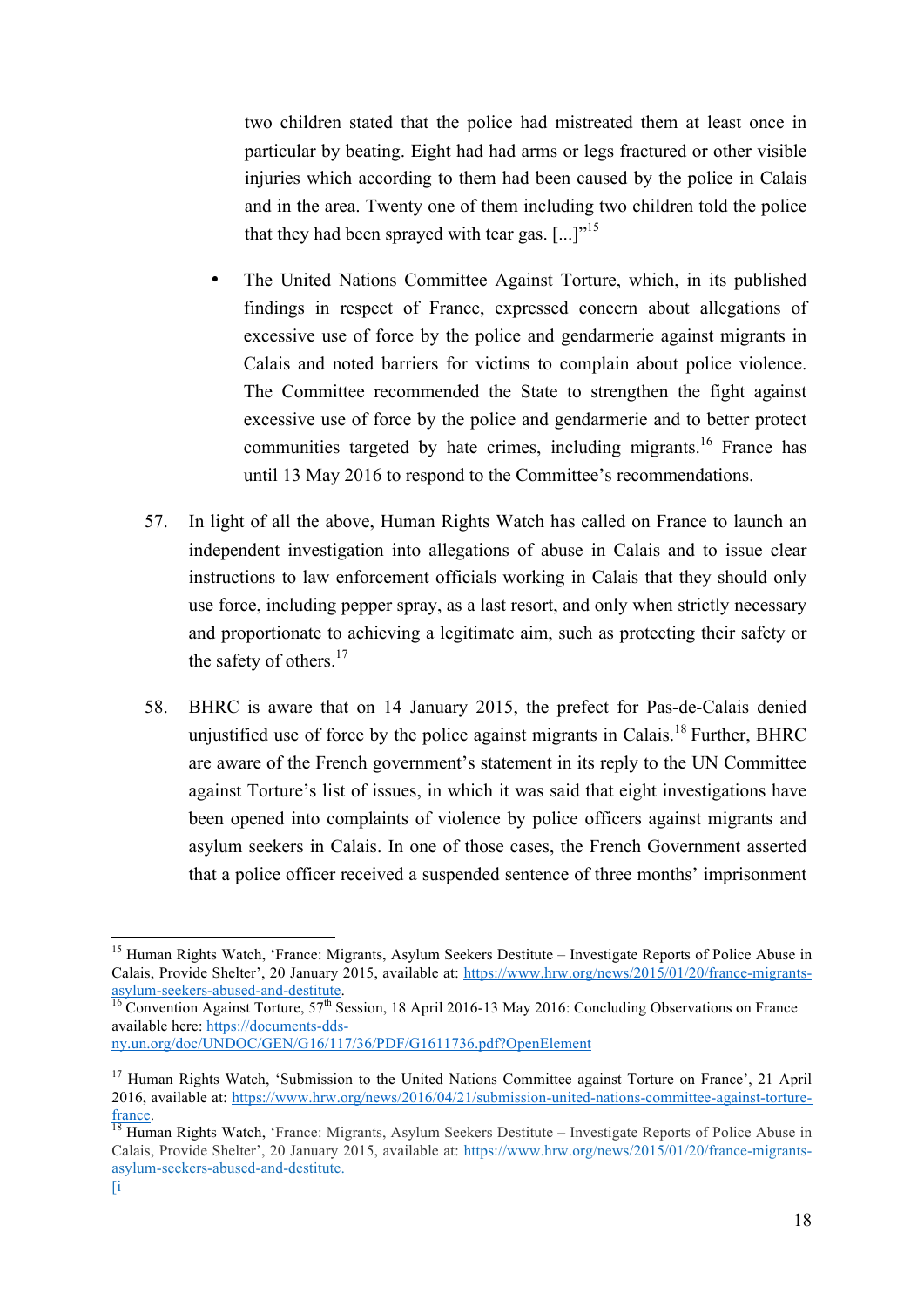two children stated that the police had mistreated them at least once in particular by beating. Eight had had arms or legs fractured or other visible injuries which according to them had been caused by the police in Calais and in the area. Twenty one of them including two children told the police that they had been sprayed with tear gas. [...]"[15]

- The United Nations Committee Against Torture, which, in its published findings in respect of France, expressed concern about allegations of excessive use of force by the police and gendarmerie against migrants in Calais and noted barriers for victims to complain about police violence. The Committee recommended the State to strengthen the fight against excessive use of force by the police and gendarmerie and to better protect communities targeted by hate crimes, including migrants.[16] France has until 13 May 2016 to respond to the Committee's recommendations.

57. In light of all the above, Human Rights Watch has called on France to launch an independent investigation into allegations of abuse in Calais and to issue clear instructions to law enforcement officials working in Calais that they should only use force, including pepper spray, as a last resort, and only when strictly necessary and proportionate to achieving a legitimate aim, such as protecting their safety or the safety of others.[17]

58. BHRC is aware that on 14 January 2015, the prefect for Pas-de-Calais denied unjustified use of force by the police against migrants in Calais.[18] Further, BHRC are aware of the French government's statement in its reply to the UN Committee against Torture's list of issues, in which it was said that eight investigations have been opened into complaints of violence by police officers against migrants and asylum seekers in Calais. In one of those cases, the French Government asserted that a police officer received a suspended sentence of three months' imprisonment

---

[15] Human Rights Watch, 'France: Migrants, Asylum Seekers Destitute – Investigate Reports of Police Abuse in Calais, Provide Shelter', 20 January 2015, available at: https://www.hrw.org/news/2015/01/20/france-migrants-asylum-seekers-abused-and-destitute.

[16] Convention Against Torture, 57th Session, 18 April 2016-13 May 2016: Concluding Observations on France available here: https://documents-dds-ny.un.org/doc/UNDOC/GEN/G16/117/36/PDF/G1611736.pdf?OpenElement

[17] Human Rights Watch, 'Submission to the United Nations Committee against Torture on France', 21 April 2016, available at: https://www.hrw.org/news/2016/04/21/submission-united-nations-committee-against-torture-france.

[18] Human Rights Watch, 'France: Migrants, Asylum Seekers Destitute – Investigate Reports of Police Abuse in Calais, Provide Shelter', 20 January 2015, available at: https://www.hrw.org/news/2015/01/20/france-migrants-asylum-seekers-abused-and-destitute.

[i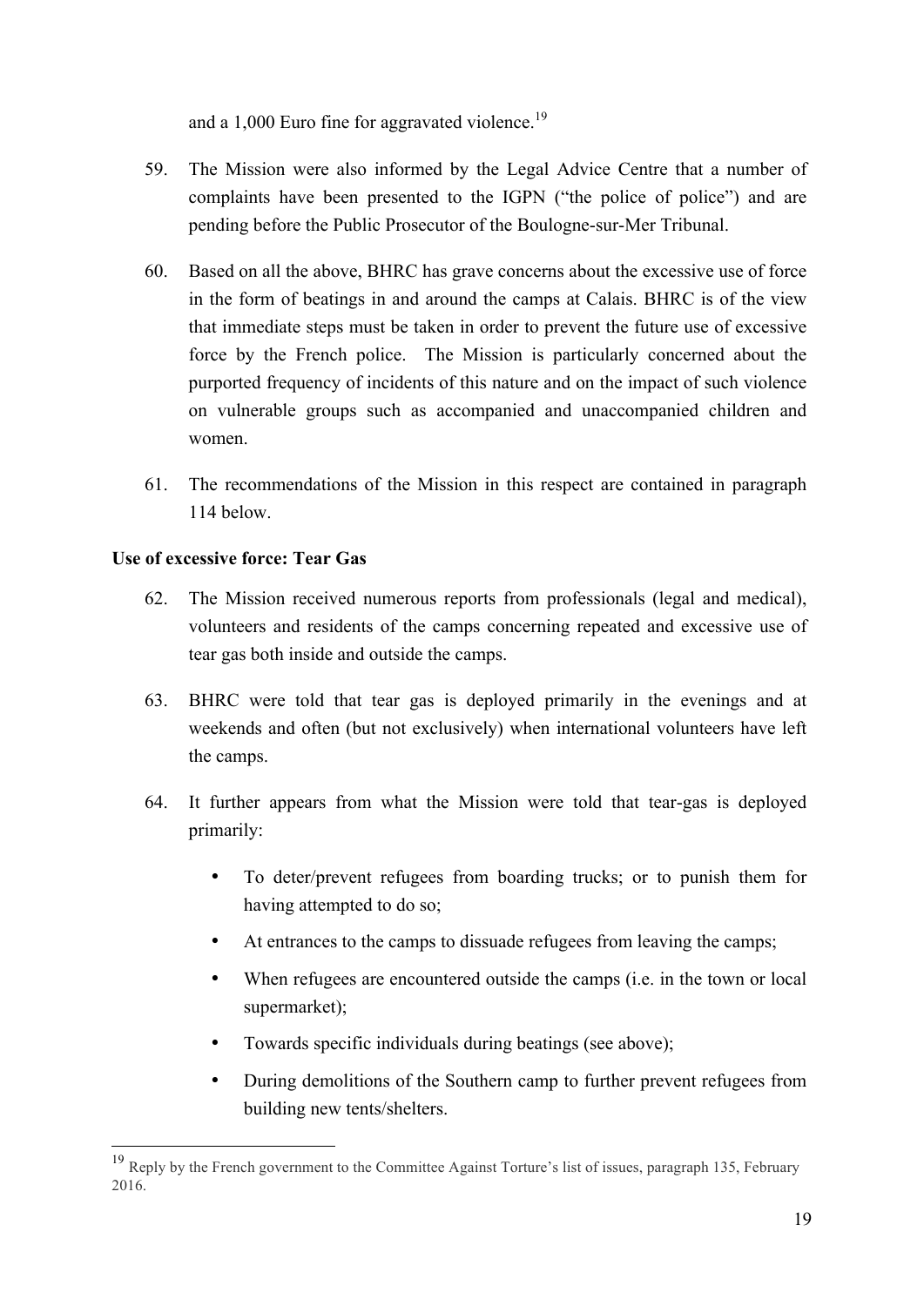and a 1,000 Euro fine for aggravated violence.[19]

59. The Mission were also informed by the Legal Advice Centre that a number of complaints have been presented to the IGPN ("the police of police") and are pending before the Public Prosecutor of the Boulogne-sur-Mer Tribunal.

60. Based on all the above, BHRC has grave concerns about the excessive use of force in the form of beatings in and around the camps at Calais. BHRC is of the view that immediate steps must be taken in order to prevent the future use of excessive force by the French police. The Mission is particularly concerned about the purported frequency of incidents of this nature and on the impact of such violence on vulnerable groups such as accompanied and unaccompanied children and women.

61. The recommendations of the Mission in this respect are contained in paragraph 114 below.

**Use of excessive force: Tear Gas**

62. The Mission received numerous reports from professionals (legal and medical), volunteers and residents of the camps concerning repeated and excessive use of tear gas both inside and outside the camps.

63. BHRC were told that tear gas is deployed primarily in the evenings and at weekends and often (but not exclusively) when international volunteers have left the camps.

64. It further appears from what the Mission were told that tear-gas is deployed primarily:

- To deter/prevent refugees from boarding trucks; or to punish them for having attempted to do so;
- At entrances to the camps to dissuade refugees from leaving the camps;
- When refugees are encountered outside the camps (i.e. in the town or local supermarket);
- Towards specific individuals during beatings (see above);
- During demolitions of the Southern camp to further prevent refugees from building new tents/shelters.

[19] Reply by the French government to the Committee Against Torture's list of issues, paragraph 135, February 2016.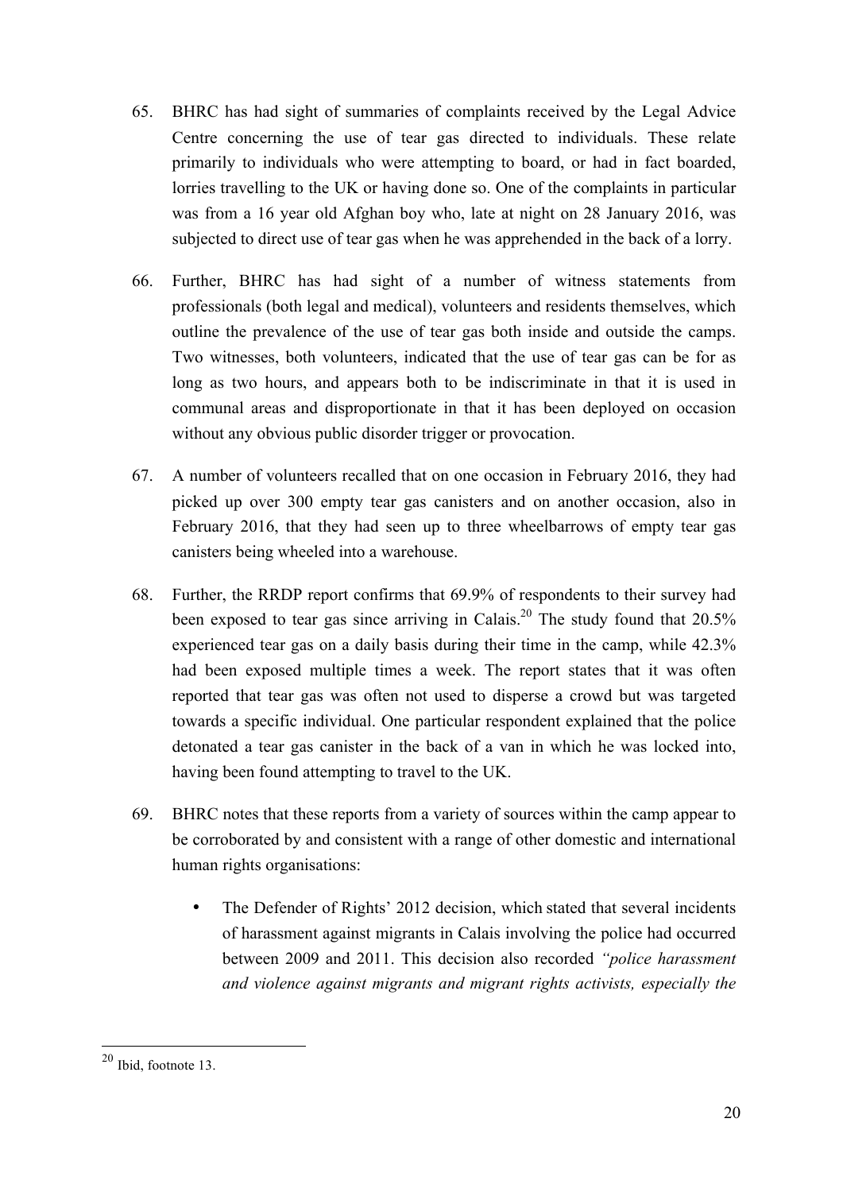65. BHRC has had sight of summaries of complaints received by the Legal Advice Centre concerning the use of tear gas directed to individuals. These relate primarily to individuals who were attempting to board, or had in fact boarded, lorries travelling to the UK or having done so. One of the complaints in particular was from a 16 year old Afghan boy who, late at night on 28 January 2016, was subjected to direct use of tear gas when he was apprehended in the back of a lorry.

66. Further, BHRC has had sight of a number of witness statements from professionals (both legal and medical), volunteers and residents themselves, which outline the prevalence of the use of tear gas both inside and outside the camps. Two witnesses, both volunteers, indicated that the use of tear gas can be for as long as two hours, and appears both to be indiscriminate in that it is used in communal areas and disproportionate in that it has been deployed on occasion without any obvious public disorder trigger or provocation.

67. A number of volunteers recalled that on one occasion in February 2016, they had picked up over 300 empty tear gas canisters and on another occasion, also in February 2016, that they had seen up to three wheelbarrows of empty tear gas canisters being wheeled into a warehouse.

68. Further, the RRDP report confirms that 69.9% of respondents to their survey had been exposed to tear gas since arriving in Calais.[20] The study found that 20.5% experienced tear gas on a daily basis during their time in the camp, while 42.3% had been exposed multiple times a week. The report states that it was often reported that tear gas was often not used to disperse a crowd but was targeted towards a specific individual. One particular respondent explained that the police detonated a tear gas canister in the back of a van in which he was locked into, having been found attempting to travel to the UK.

69. BHRC notes that these reports from a variety of sources within the camp appear to be corroborated by and consistent with a range of other domestic and international human rights organisations:

   - The Defender of Rights' 2012 decision, which stated that several incidents of harassment against migrants in Calais involving the police had occurred between 2009 and 2011. This decision also recorded *"police harassment and violence against migrants and migrant rights activists, especially the*

---

[20] Ibid, footnote 13.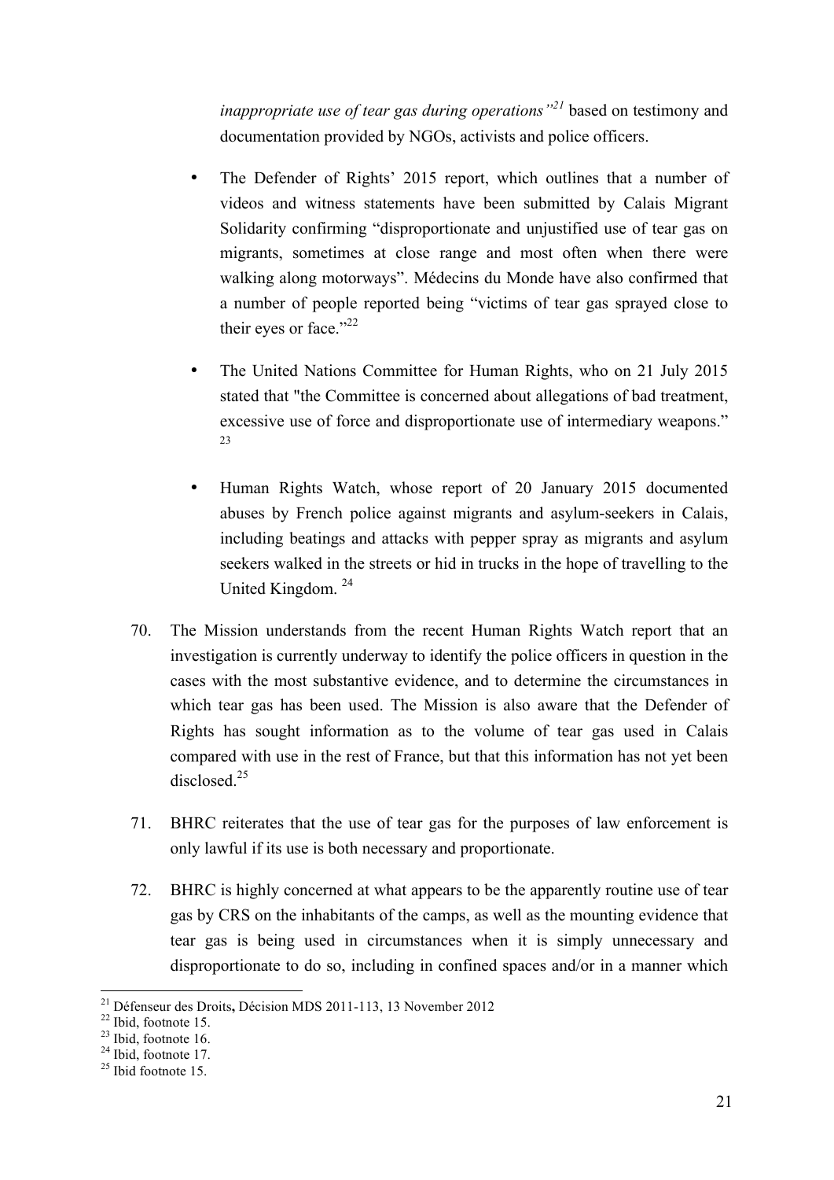*inappropriate use of tear gas during operations"*[21] based on testimony and documentation provided by NGOs, activists and police officers.

- The Defender of Rights' 2015 report, which outlines that a number of videos and witness statements have been submitted by Calais Migrant Solidarity confirming "disproportionate and unjustified use of tear gas on migrants, sometimes at close range and most often when there were walking along motorways". Médecins du Monde have also confirmed that a number of people reported being "victims of tear gas sprayed close to their eyes or face."[22]

- The United Nations Committee for Human Rights, who on 21 July 2015 stated that "the Committee is concerned about allegations of bad treatment, excessive use of force and disproportionate use of intermediary weapons."[23]

- Human Rights Watch, whose report of 20 January 2015 documented abuses by French police against migrants and asylum-seekers in Calais, including beatings and attacks with pepper spray as migrants and asylum seekers walked in the streets or hid in trucks in the hope of travelling to the United Kingdom.[24]

70. The Mission understands from the recent Human Rights Watch report that an investigation is currently underway to identify the police officers in question in the cases with the most substantive evidence, and to determine the circumstances in which tear gas has been used. The Mission is also aware that the Defender of Rights has sought information as to the volume of tear gas used in Calais compared with use in the rest of France, but that this information has not yet been disclosed.[25]

71. BHRC reiterates that the use of tear gas for the purposes of law enforcement is only lawful if its use is both necessary and proportionate.

72. BHRC is highly concerned at what appears to be the apparently routine use of tear gas by CRS on the inhabitants of the camps, as well as the mounting evidence that tear gas is being used in circumstances when it is simply unnecessary and disproportionate to do so, including in confined spaces and/or in a manner which

---

[21] Défenseur des Droits**,** Décision MDS 2011-113, 13 November 2012

[22] Ibid, footnote 15.

[23] Ibid, footnote 16.

[24] Ibid, footnote 17.

[25] Ibid footnote 15.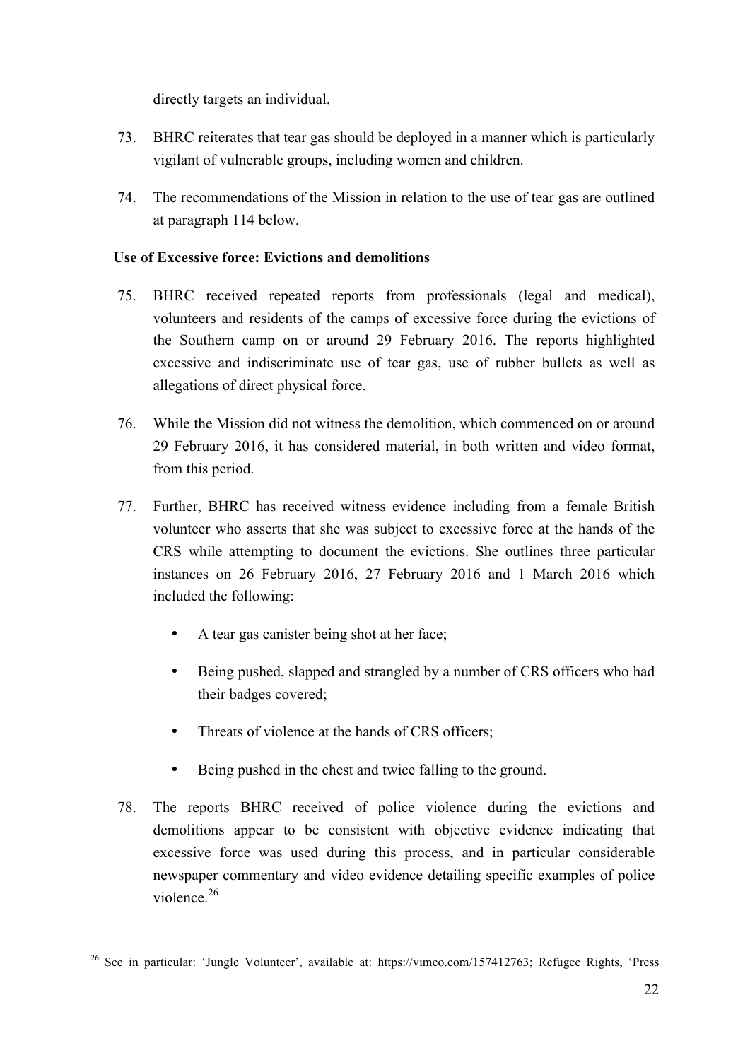directly targets an individual.

73. BHRC reiterates that tear gas should be deployed in a manner which is particularly vigilant of vulnerable groups, including women and children.

74. The recommendations of the Mission in relation to the use of tear gas are outlined at paragraph 114 below.

**Use of Excessive force: Evictions and demolitions**

75. BHRC received repeated reports from professionals (legal and medical), volunteers and residents of the camps of excessive force during the evictions of the Southern camp on or around 29 February 2016. The reports highlighted excessive and indiscriminate use of tear gas, use of rubber bullets as well as allegations of direct physical force.

76. While the Mission did not witness the demolition, which commenced on or around 29 February 2016, it has considered material, in both written and video format, from this period.

77. Further, BHRC has received witness evidence including from a female British volunteer who asserts that she was subject to excessive force at the hands of the CRS while attempting to document the evictions. She outlines three particular instances on 26 February 2016, 27 February 2016 and 1 March 2016 which included the following:

    - A tear gas canister being shot at her face;
    - Being pushed, slapped and strangled by a number of CRS officers who had their badges covered;
    - Threats of violence at the hands of CRS officers;
    - Being pushed in the chest and twice falling to the ground.

78. The reports BHRC received of police violence during the evictions and demolitions appear to be consistent with objective evidence indicating that excessive force was used during this process, and in particular considerable newspaper commentary and video evidence detailing specific examples of police violence.[26]

[26] See in particular: 'Jungle Volunteer', available at: https://vimeo.com/157412763; Refugee Rights, 'Press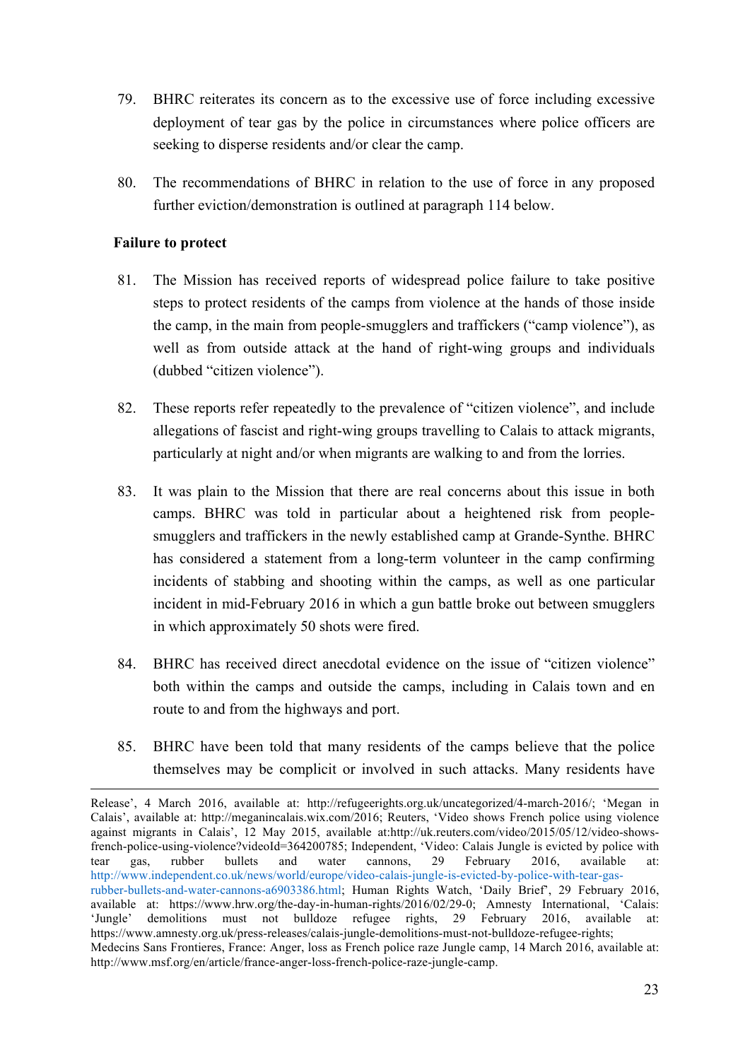79. BHRC reiterates its concern as to the excessive use of force including excessive deployment of tear gas by the police in circumstances where police officers are seeking to disperse residents and/or clear the camp.

80. The recommendations of BHRC in relation to the use of force in any proposed further eviction/demonstration is outlined at paragraph 114 below.

**Failure to protect**

81. The Mission has received reports of widespread police failure to take positive steps to protect residents of the camps from violence at the hands of those inside the camp, in the main from people-smugglers and traffickers ("camp violence"), as well as from outside attack at the hand of right-wing groups and individuals (dubbed "citizen violence").

82. These reports refer repeatedly to the prevalence of "citizen violence", and include allegations of fascist and right-wing groups travelling to Calais to attack migrants, particularly at night and/or when migrants are walking to and from the lorries.

83. It was plain to the Mission that there are real concerns about this issue in both camps. BHRC was told in particular about a heightened risk from people-smugglers and traffickers in the newly established camp at Grande-Synthe. BHRC has considered a statement from a long-term volunteer in the camp confirming incidents of stabbing and shooting within the camps, as well as one particular incident in mid-February 2016 in which a gun battle broke out between smugglers in which approximately 50 shots were fired.

84. BHRC has received direct anecdotal evidence on the issue of "citizen violence" both within the camps and outside the camps, including in Calais town and en route to and from the highways and port.

85. BHRC have been told that many residents of the camps believe that the police themselves may be complicit or involved in such attacks. Many residents have

---

Release', 4 March 2016, available at: http://refugeerights.org.uk/uncategorized/4-march-2016/; 'Megan in Calais', available at: http://meganincalais.wix.com/2016; Reuters, 'Video shows French police using violence against migrants in Calais', 12 May 2015, available at:http://uk.reuters.com/video/2015/05/12/video-shows-french-police-using-violence?videoId=364200785; Independent, 'Video: Calais Jungle is evicted by police with tear gas, rubber bullets and water cannons, 29 February 2016, available at: http://www.independent.co.uk/news/world/europe/video-calais-jungle-is-evicted-by-police-with-tear-gas-rubber-bullets-and-water-cannons-a6903386.html; Human Rights Watch, 'Daily Brief', 29 February 2016, available at: https://www.hrw.org/the-day-in-human-rights/2016/02/29-0; Amnesty International, 'Calais: 'Jungle' demolitions must not bulldoze refugee rights, 29 February 2016, available at: https://www.amnesty.org.uk/press-releases/calais-jungle-demolitions-must-not-bulldoze-refugee-rights; Medecins Sans Frontieres, France: Anger, loss as French police raze Jungle camp, 14 March 2016, available at: http://www.msf.org/en/article/france-anger-loss-french-police-raze-jungle-camp.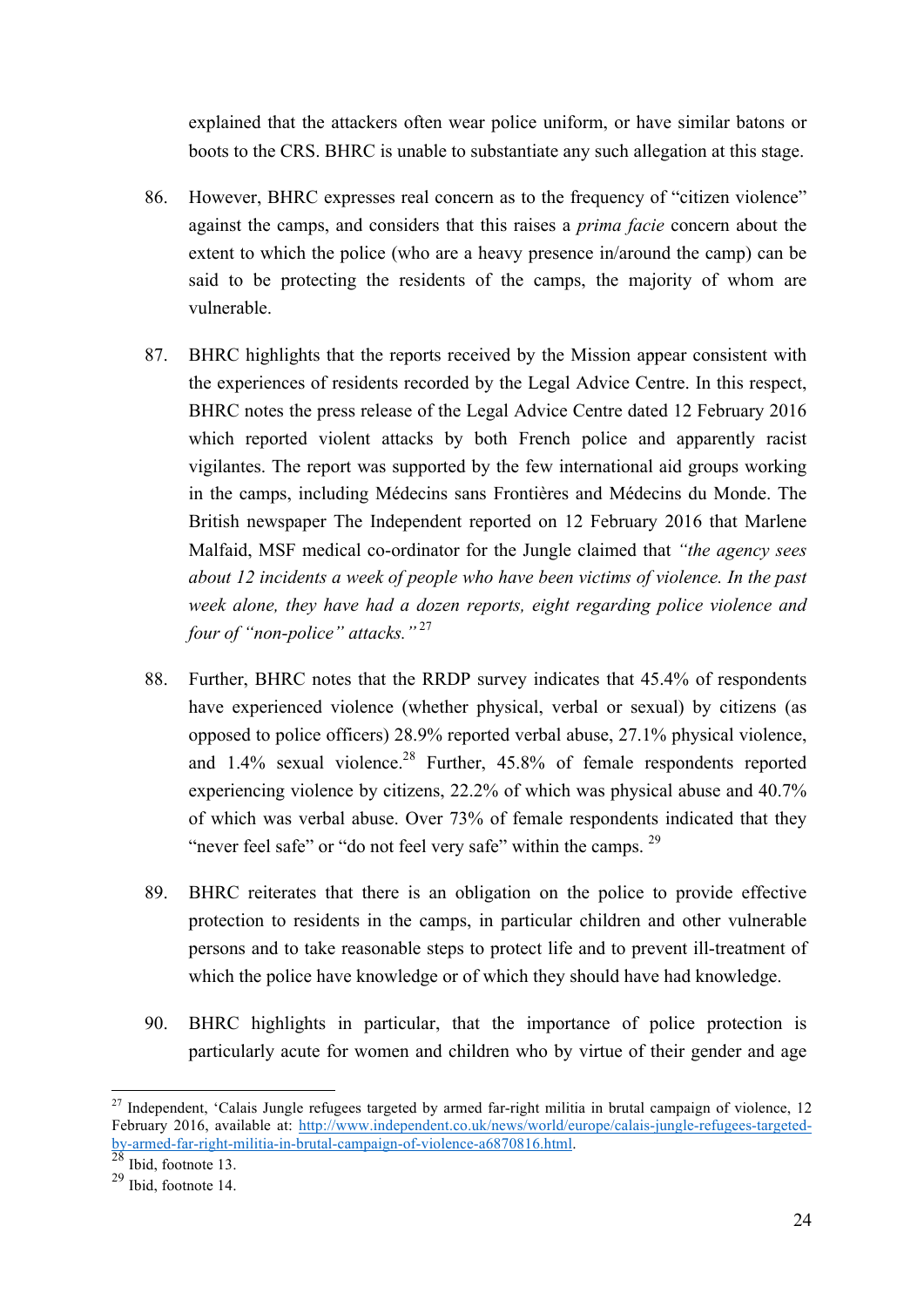explained that the attackers often wear police uniform, or have similar batons or boots to the CRS. BHRC is unable to substantiate any such allegation at this stage.

86. However, BHRC expresses real concern as to the frequency of "citizen violence" against the camps, and considers that this raises a *prima facie* concern about the extent to which the police (who are a heavy presence in/around the camp) can be said to be protecting the residents of the camps, the majority of whom are vulnerable.

87. BHRC highlights that the reports received by the Mission appear consistent with the experiences of residents recorded by the Legal Advice Centre. In this respect, BHRC notes the press release of the Legal Advice Centre dated 12 February 2016 which reported violent attacks by both French police and apparently racist vigilantes. The report was supported by the few international aid groups working in the camps, including Médecins sans Frontières and Médecins du Monde. The British newspaper The Independent reported on 12 February 2016 that Marlene Malfaid, MSF medical co-ordinator for the Jungle claimed that *"the agency sees about 12 incidents a week of people who have been victims of violence. In the past week alone, they have had a dozen reports, eight regarding police violence and four of "non-police" attacks."*[27]

88. Further, BHRC notes that the RRDP survey indicates that 45.4% of respondents have experienced violence (whether physical, verbal or sexual) by citizens (as opposed to police officers) 28.9% reported verbal abuse, 27.1% physical violence, and 1.4% sexual violence.[28] Further, 45.8% of female respondents reported experiencing violence by citizens, 22.2% of which was physical abuse and 40.7% of which was verbal abuse. Over 73% of female respondents indicated that they "never feel safe" or "do not feel very safe" within the camps.[29]

89. BHRC reiterates that there is an obligation on the police to provide effective protection to residents in the camps, in particular children and other vulnerable persons and to take reasonable steps to protect life and to prevent ill-treatment of which the police have knowledge or of which they should have had knowledge.

90. BHRC highlights in particular, that the importance of police protection is particularly acute for women and children who by virtue of their gender and age

---

[27] Independent, 'Calais Jungle refugees targeted by armed far-right militia in brutal campaign of violence, 12 February 2016, available at: http://www.independent.co.uk/news/world/europe/calais-jungle-refugees-targeted-by-armed-far-right-militia-in-brutal-campaign-of-violence-a6870816.html.

[28] Ibid, footnote 13.

[29] Ibid, footnote 14.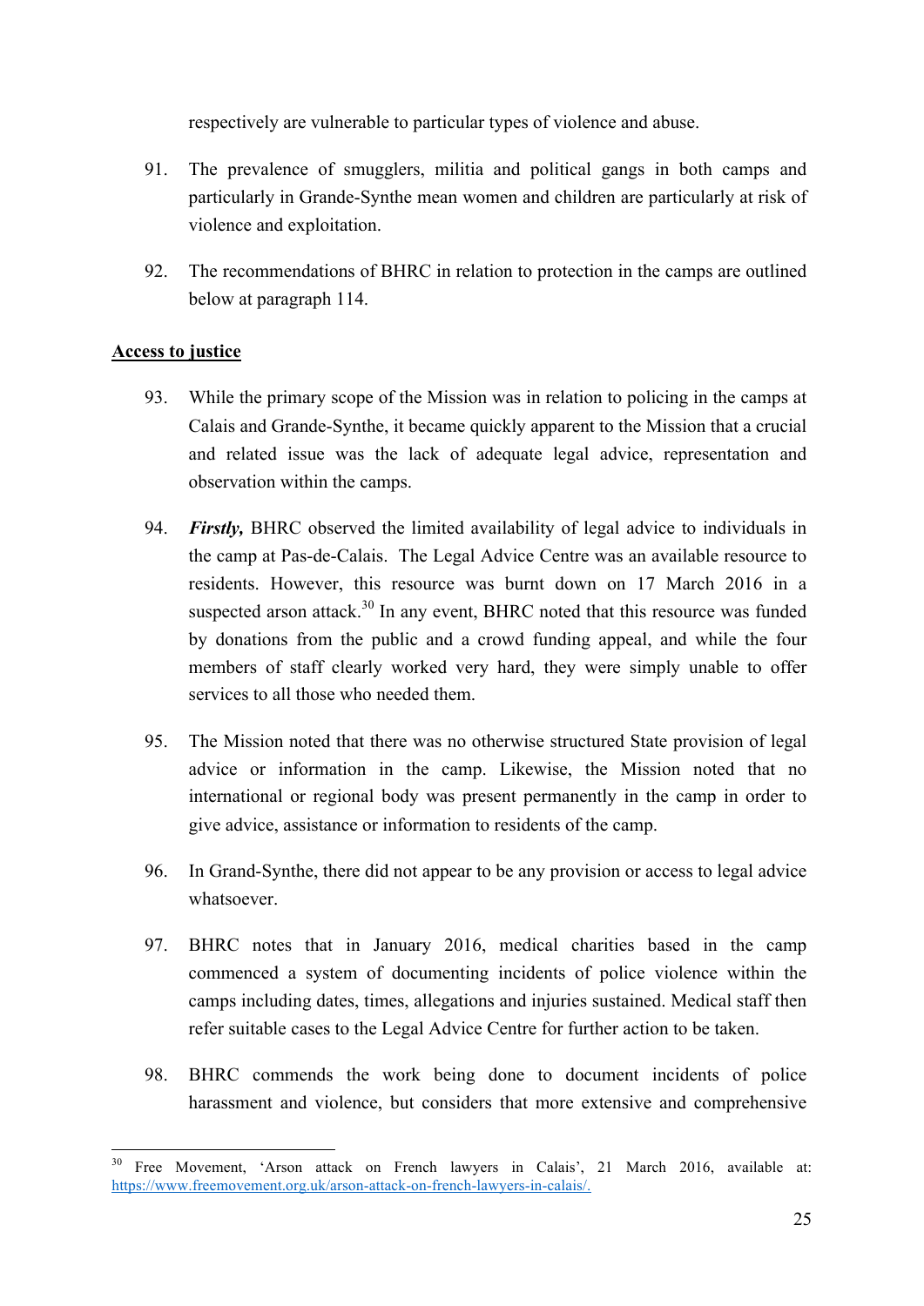respectively are vulnerable to particular types of violence and abuse.

91. The prevalence of smugglers, militia and political gangs in both camps and particularly in Grande-Synthe mean women and children are particularly at risk of violence and exploitation.

92. The recommendations of BHRC in relation to protection in the camps are outlined below at paragraph 114.

## <u>Access to justice</u>

93. While the primary scope of the Mission was in relation to policing in the camps at Calais and Grande-Synthe, it became quickly apparent to the Mission that a crucial and related issue was the lack of adequate legal advice, representation and observation within the camps.

94. ***Firstly,*** BHRC observed the limited availability of legal advice to individuals in the camp at Pas-de-Calais. The Legal Advice Centre was an available resource to residents. However, this resource was burnt down on 17 March 2016 in a suspected arson attack.[30] In any event, BHRC noted that this resource was funded by donations from the public and a crowd funding appeal, and while the four members of staff clearly worked very hard, they were simply unable to offer services to all those who needed them.

95. The Mission noted that there was no otherwise structured State provision of legal advice or information in the camp. Likewise, the Mission noted that no international or regional body was present permanently in the camp in order to give advice, assistance or information to residents of the camp.

96. In Grand-Synthe, there did not appear to be any provision or access to legal advice whatsoever.

97. BHRC notes that in January 2016, medical charities based in the camp commenced a system of documenting incidents of police violence within the camps including dates, times, allegations and injuries sustained. Medical staff then refer suitable cases to the Legal Advice Centre for further action to be taken.

98. BHRC commends the work being done to document incidents of police harassment and violence, but considers that more extensive and comprehensive

---

[30] Free Movement, 'Arson attack on French lawyers in Calais', 21 March 2016, available at: https://www.freemovement.org.uk/arson-attack-on-french-lawyers-in-calais/.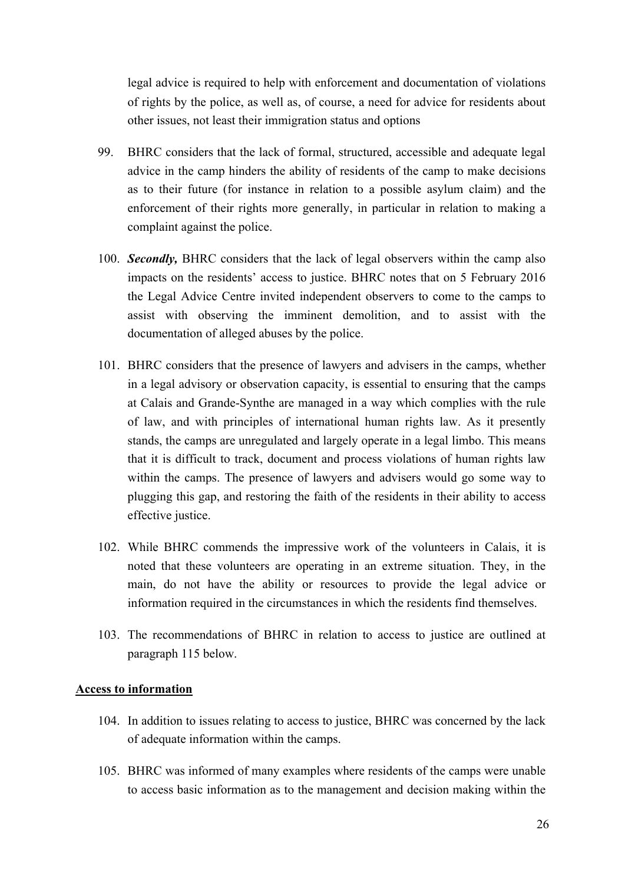legal advice is required to help with enforcement and documentation of violations of rights by the police, as well as, of course, a need for advice for residents about other issues, not least their immigration status and options

99. BHRC considers that the lack of formal, structured, accessible and adequate legal advice in the camp hinders the ability of residents of the camp to make decisions as to their future (for instance in relation to a possible asylum claim) and the enforcement of their rights more generally, in particular in relation to making a complaint against the police.

100. ***Secondly,*** BHRC considers that the lack of legal observers within the camp also impacts on the residents' access to justice. BHRC notes that on 5 February 2016 the Legal Advice Centre invited independent observers to come to the camps to assist with observing the imminent demolition, and to assist with the documentation of alleged abuses by the police.

101. BHRC considers that the presence of lawyers and advisers in the camps, whether in a legal advisory or observation capacity, is essential to ensuring that the camps at Calais and Grande-Synthe are managed in a way which complies with the rule of law, and with principles of international human rights law. As it presently stands, the camps are unregulated and largely operate in a legal limbo. This means that it is difficult to track, document and process violations of human rights law within the camps. The presence of lawyers and advisers would go some way to plugging this gap, and restoring the faith of the residents in their ability to access effective justice.

102. While BHRC commends the impressive work of the volunteers in Calais, it is noted that these volunteers are operating in an extreme situation. They, in the main, do not have the ability or resources to provide the legal advice or information required in the circumstances in which the residents find themselves.

103. The recommendations of BHRC in relation to access to justice are outlined at paragraph 115 below.

**<u>Access to information</u>**

104. In addition to issues relating to access to justice, BHRC was concerned by the lack of adequate information within the camps.

105. BHRC was informed of many examples where residents of the camps were unable to access basic information as to the management and decision making within the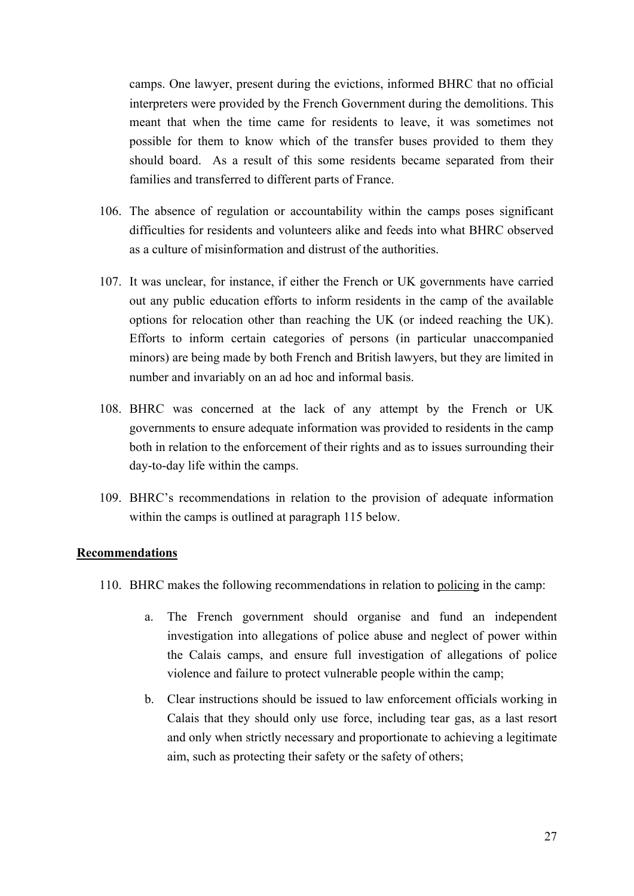camps. One lawyer, present during the evictions, informed BHRC that no official interpreters were provided by the French Government during the demolitions. This meant that when the time came for residents to leave, it was sometimes not possible for them to know which of the transfer buses provided to them they should board. As a result of this some residents became separated from their families and transferred to different parts of France.

106. The absence of regulation or accountability within the camps poses significant difficulties for residents and volunteers alike and feeds into what BHRC observed as a culture of misinformation and distrust of the authorities.

107. It was unclear, for instance, if either the French or UK governments have carried out any public education efforts to inform residents in the camp of the available options for relocation other than reaching the UK (or indeed reaching the UK). Efforts to inform certain categories of persons (in particular unaccompanied minors) are being made by both French and British lawyers, but they are limited in number and invariably on an ad hoc and informal basis.

108. BHRC was concerned at the lack of any attempt by the French or UK governments to ensure adequate information was provided to residents in the camp both in relation to the enforcement of their rights and as to issues surrounding their day-to-day life within the camps.

109. BHRC's recommendations in relation to the provision of adequate information within the camps is outlined at paragraph 115 below.

## Recommendations

110. BHRC makes the following recommendations in relation to <u>policing</u> in the camp:

    a. The French government should organise and fund an independent investigation into allegations of police abuse and neglect of power within the Calais camps, and ensure full investigation of allegations of police violence and failure to protect vulnerable people within the camp;

    b. Clear instructions should be issued to law enforcement officials working in Calais that they should only use force, including tear gas, as a last resort and only when strictly necessary and proportionate to achieving a legitimate aim, such as protecting their safety or the safety of others;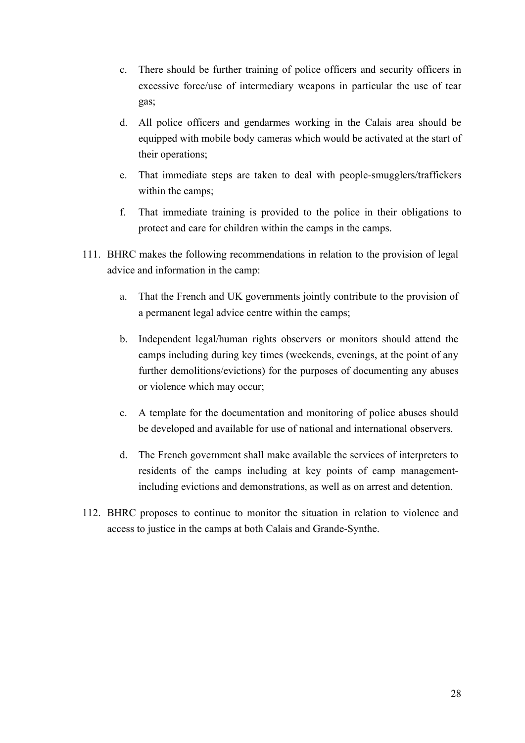c. There should be further training of police officers and security officers in excessive force/use of intermediary weapons in particular the use of tear gas;

d. All police officers and gendarmes working in the Calais area should be equipped with mobile body cameras which would be activated at the start of their operations;

e. That immediate steps are taken to deal with people-smugglers/traffickers within the camps;

f. That immediate training is provided to the police in their obligations to protect and care for children within the camps in the camps.

111. BHRC makes the following recommendations in relation to the provision of legal advice and information in the camp:

a. That the French and UK governments jointly contribute to the provision of a permanent legal advice centre within the camps;

b. Independent legal/human rights observers or monitors should attend the camps including during key times (weekends, evenings, at the point of any further demolitions/evictions) for the purposes of documenting any abuses or violence which may occur;

c. A template for the documentation and monitoring of police abuses should be developed and available for use of national and international observers.

d. The French government shall make available the services of interpreters to residents of the camps including at key points of camp management- including evictions and demonstrations, as well as on arrest and detention.

112. BHRC proposes to continue to monitor the situation in relation to violence and access to justice in the camps at both Calais and Grande-Synthe.